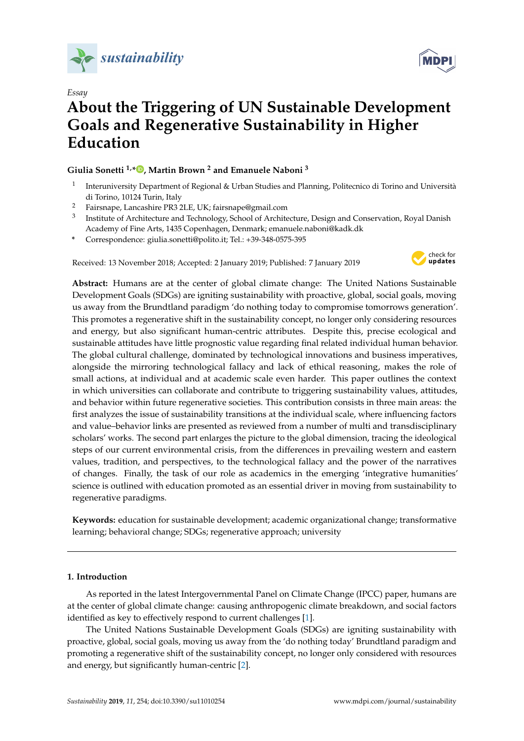*Essay*

# About the Triggering of UN Sustainable Development Goals and Regenerative Sustainability in Higher Education

**Giulia Sonetti [1,*], Martin Brown [2] and Emanuele Naboni [3]**

[1] Interuniversity Department of Regional & Urban Studies and Planning, Politecnico di Torino and Università di Torino, 10124 Turin, Italy

[2] Fairsnape, Lancashire PR3 2LE, UK; fairsnape@gmail.com

[3] Institute of Architecture and Technology, School of Architecture, Design and Conservation, Royal Danish Academy of Fine Arts, 1435 Copenhagen, Denmark; emanuele.naboni@kadk.dk

\* Correspondence: giulia.sonetti@polito.it; Tel.: +39-348-0575-395

Received: 13 November 2018; Accepted: 2 January 2019; Published: 7 January 2019

**Abstract:** Humans are at the center of global climate change: The United Nations Sustainable Development Goals (SDGs) are igniting sustainability with proactive, global, social goals, moving us away from the Brundtland paradigm 'do nothing today to compromise tomorrows generation'. This promotes a regenerative shift in the sustainability concept, no longer only considering resources and energy, but also significant human-centric attributes. Despite this, precise ecological and sustainable attitudes have little prognostic value regarding final related individual human behavior. The global cultural challenge, dominated by technological innovations and business imperatives, alongside the mirroring technological fallacy and lack of ethical reasoning, makes the role of small actions, at individual and at academic scale even harder. This paper outlines the context in which universities can collaborate and contribute to triggering sustainability values, attitudes, and behavior within future regenerative societies. This contribution consists in three main areas: the first analyzes the issue of sustainability transitions at the individual scale, where influencing factors and value–behavior links are presented as reviewed from a number of multi and transdisciplinary scholars' works. The second part enlarges the picture to the global dimension, tracing the ideological steps of our current environmental crisis, from the differences in prevailing western and eastern values, tradition, and perspectives, to the technological fallacy and the power of the narratives of changes. Finally, the task of our role as academics in the emerging 'integrative humanities' science is outlined with education promoted as an essential driver in moving from sustainability to regenerative paradigms.

**Keywords:** education for sustainable development; academic organizational change; transformative learning; behavioral change; SDGs; regenerative approach; university

## 1. Introduction

As reported in the latest Intergovernmental Panel on Climate Change (IPCC) paper, humans are at the center of global climate change: causing anthropogenic climate breakdown, and social factors identified as key to effectively respond to current challenges [1].

The United Nations Sustainable Development Goals (SDGs) are igniting sustainability with proactive, global, social goals, moving us away from the 'do nothing today' Brundtland paradigm and promoting a regenerative shift of the sustainability concept, no longer only considered with resources and energy, but significantly human-centric [2].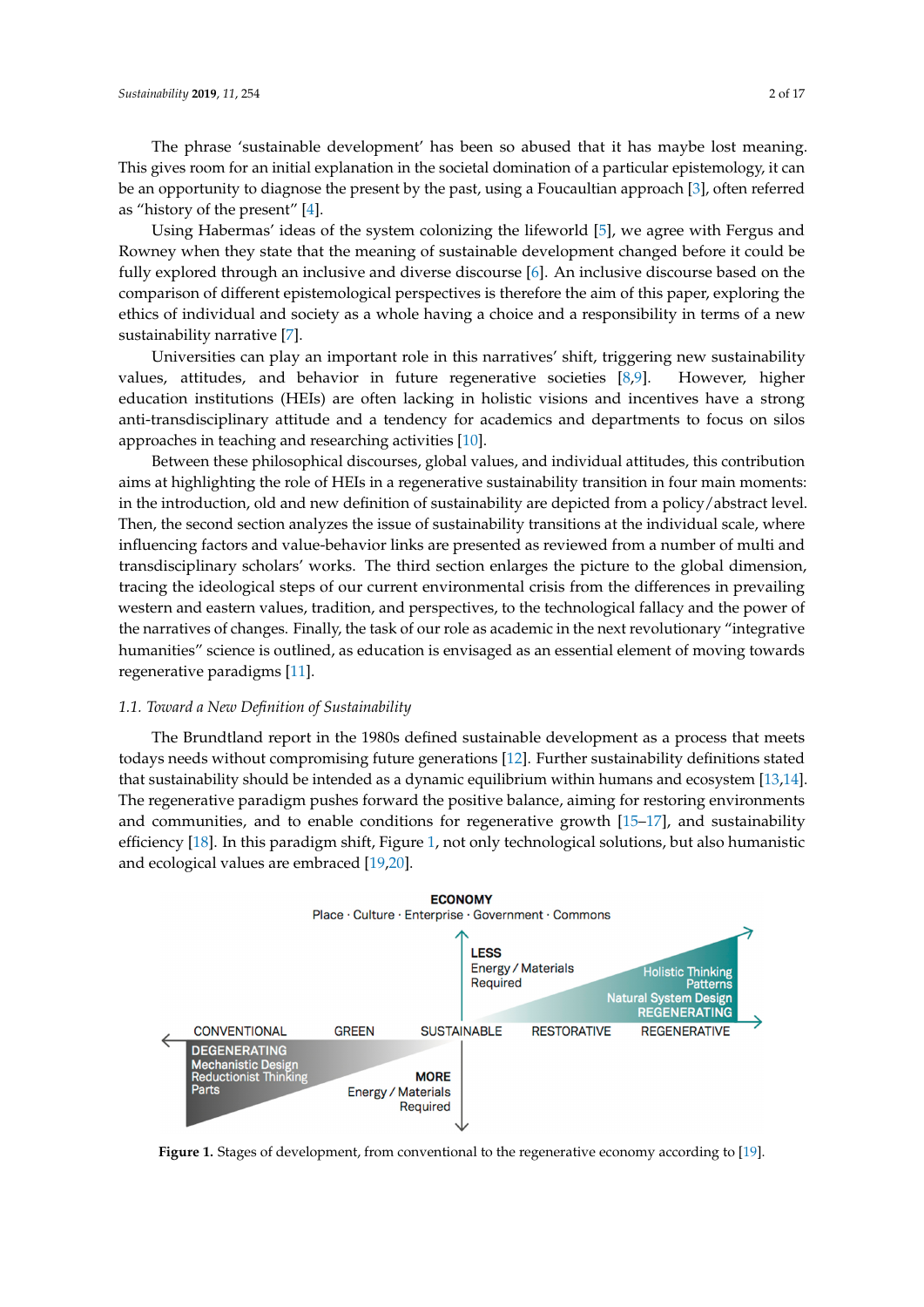The phrase 'sustainable development' has been so abused that it has maybe lost meaning. This gives room for an initial explanation in the societal domination of a particular epistemology, it can be an opportunity to diagnose the present by the past, using a Foucaultian approach [3], often referred as "history of the present" [4].

Using Habermas' ideas of the system colonizing the lifeworld [5], we agree with Fergus and Rowney when they state that the meaning of sustainable development changed before it could be fully explored through an inclusive and diverse discourse [6]. An inclusive discourse based on the comparison of different epistemological perspectives is therefore the aim of this paper, exploring the ethics of individual and society as a whole having a choice and a responsibility in terms of a new sustainability narrative [7].

Universities can play an important role in this narratives' shift, triggering new sustainability values, attitudes, and behavior in future regenerative societies [8,9]. However, higher education institutions (HEIs) are often lacking in holistic visions and incentives have a strong anti-transdisciplinary attitude and a tendency for academics and departments to focus on silos approaches in teaching and researching activities [10].

Between these philosophical discourses, global values, and individual attitudes, this contribution aims at highlighting the role of HEIs in a regenerative sustainability transition in four main moments: in the introduction, old and new definition of sustainability are depicted from a policy/abstract level. Then, the second section analyzes the issue of sustainability transitions at the individual scale, where influencing factors and value-behavior links are presented as reviewed from a number of multi and transdisciplinary scholars' works. The third section enlarges the picture to the global dimension, tracing the ideological steps of our current environmental crisis from the differences in prevailing western and eastern values, tradition, and perspectives, to the technological fallacy and the power of the narratives of changes. Finally, the task of our role as academic in the next revolutionary "integrative humanities" science is outlined, as education is envisaged as an essential element of moving towards regenerative paradigms [11].

### 1.1. Toward a New Definition of Sustainability

The Brundtland report in the 1980s defined sustainable development as a process that meets todays needs without compromising future generations [12]. Further sustainability definitions stated that sustainability should be intended as a dynamic equilibrium within humans and ecosystem [13,14]. The regenerative paradigm pushes forward the positive balance, aiming for restoring environments and communities, and to enable conditions for regenerative growth [15–17], and sustainability efficiency [18]. In this paradigm shift, Figure 1, not only technological solutions, but also humanistic and ecological values are embraced [19,20].

**Figure 1.** Stages of development, from conventional to the regenerative economy according to [19].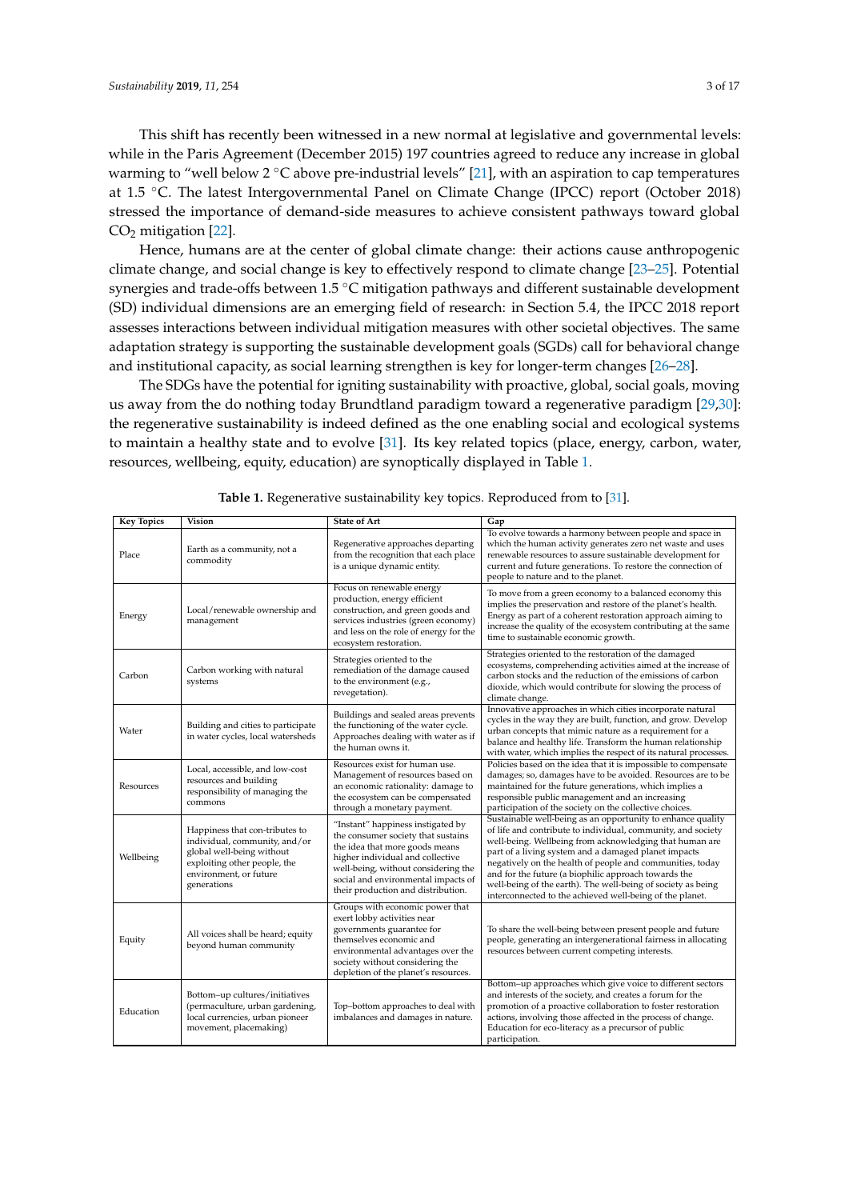This shift has recently been witnessed in a new normal at legislative and governmental levels: while in the Paris Agreement (December 2015) 197 countries agreed to reduce any increase in global warming to "well below 2 °C above pre-industrial levels" [21], with an aspiration to cap temperatures at 1.5 °C. The latest Intergovernmental Panel on Climate Change (IPCC) report (October 2018) stressed the importance of demand-side measures to achieve consistent pathways toward global $CO_2$ mitigation [22].

Hence, humans are at the center of global climate change: their actions cause anthropogenic climate change, and social change is key to effectively respond to climate change [23–25]. Potential synergies and trade-offs between 1.5 °C mitigation pathways and different sustainable development (SD) individual dimensions are an emerging field of research: in Section 5.4, the IPCC 2018 report assesses interactions between individual mitigation measures with other societal objectives. The same adaptation strategy is supporting the sustainable development goals (SGDs) call for behavioral change and institutional capacity, as social learning strengthen is key for longer-term changes [26–28].

The SDGs have the potential for igniting sustainability with proactive, global, social goals, moving us away from the do nothing today Brundtland paradigm toward a regenerative paradigm [29,30]: the regenerative sustainability is indeed defined as the one enabling social and ecological systems to maintain a healthy state and to evolve [31]. Its key related topics (place, energy, carbon, water, resources, wellbeing, equity, education) are synoptically displayed in Table 1.

**Table 1.** Regenerative sustainability key topics. Reproduced from to [31].

| Key Topics | Vision | State of Art | Gap |
|---|---|---|---|
| Place | Earth as a community, not a commodity | Regenerative approaches departing from the recognition that each place is a unique dynamic entity. | To evolve towards a harmony between people and space in which the human activity generates zero net waste and uses renewable resources to assure sustainable development for current and future generations. To restore the connection of people to nature and to the planet. |
| Energy | Local/renewable ownership and management | Focus on renewable energy production, energy efficient construction, and green goods and services industries (green economy) and less on the role of energy for the ecosystem restoration. | To move from a green economy to a balanced economy this implies the preservation and restore of the planet's health. Energy as part of a coherent restoration approach aiming to increase the quality of the ecosystem contributing at the same time to sustainable economic growth. |
| Carbon | Carbon working with natural systems | Strategies oriented to the remediation of the damage caused to the environment (e.g., revegetation). | Strategies oriented to the restoration of the damaged ecosystems, comprehending activities aimed at the increase of carbon stocks and the reduction of the emissions of carbon dioxide, which would contribute for slowing the process of climate change. |
| Water | Building and cities to participate in water cycles, local watersheds | Buildings and sealed areas prevents the functioning of the water cycle. Approaches dealing with water as if the human owns it. | Innovative approaches in which cities incorporate natural cycles in the way they are built, function, and grow. Develop urban concepts that mimic nature as a requirement for a balance and healthy life. Transform the human relationship with water, which implies the respect of its natural processes. |
| Resources | Local, accessible, and low-cost resources and building responsibility of managing the commons | Resources exist for human use. Management of resources based on an economic rationality: damage to the ecosystem can be compensated through a monetary payment. | Policies based on the idea that it is impossible to compensate damages; so, damages have to be avoided. Resources are to be maintained for the future generations, which implies a responsible public management and an increasing participation of the society on the collective choices. |
| Wellbeing | Happiness that con-tributes to individual, community, and/or global well-being without exploiting other people, the environment, or future generations | "Instant" happiness instigated by the consumer society that sustains the idea that more goods means higher individual and collective well-being, without considering the social and environmental impacts of their production and distribution. | Sustainable well-being as an opportunity to enhance quality of life and contribute to individual, community, and society well-being. Wellbeing from acknowledging that human are part of a living system and a damaged planet impacts negatively on the health of people and communities, today and for the future (a biophilic approach towards the well-being of the earth). The well-being of society as being interconnected to the achieved well-being of the planet. |
| Equity | All voices shall be heard; equity beyond human community | Groups with economic power that exert lobby activities near governments guarantee for themselves economic and environmental advantages over the society without considering the depletion of the planet's resources. | To share the well-being between present people and future people, generating an intergenerational fairness in allocating resources between current competing interests. |
| Education | Bottom–up cultures/initiatives (permaculture, urban gardening, local currencies, urban pioneer movement, placemaking) | Top–bottom approaches to deal with imbalances and damages in nature. | Bottom–up approaches which give voice to different sectors and interests of the society, and creates a forum for the promotion of a proactive collaboration to foster restoration actions, involving those affected in the process of change. Education for eco-literacy as a precursor of public participation. |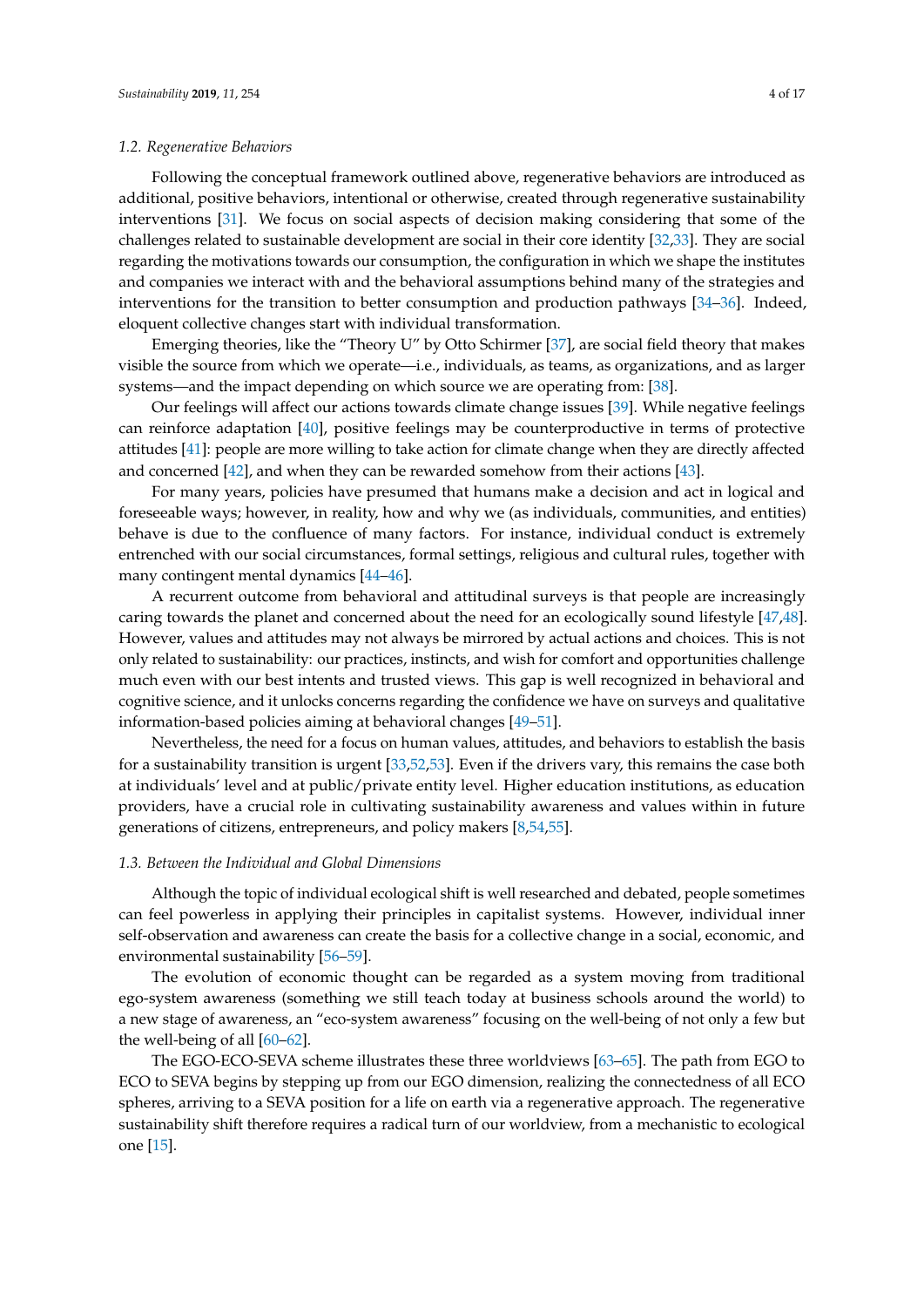### 1.2. Regenerative Behaviors

Following the conceptual framework outlined above, regenerative behaviors are introduced as additional, positive behaviors, intentional or otherwise, created through regenerative sustainability interventions [31]. We focus on social aspects of decision making considering that some of the challenges related to sustainable development are social in their core identity [32,33]. They are social regarding the motivations towards our consumption, the configuration in which we shape the institutes and companies we interact with and the behavioral assumptions behind many of the strategies and interventions for the transition to better consumption and production pathways [34–36]. Indeed, eloquent collective changes start with individual transformation.

Emerging theories, like the "Theory U" by Otto Schirmer [37], are social field theory that makes visible the source from which we operate—i.e., individuals, as teams, as organizations, and as larger systems—and the impact depending on which source we are operating from: [38].

Our feelings will affect our actions towards climate change issues [39]. While negative feelings can reinforce adaptation [40], positive feelings may be counterproductive in terms of protective attitudes [41]: people are more willing to take action for climate change when they are directly affected and concerned [42], and when they can be rewarded somehow from their actions [43].

For many years, policies have presumed that humans make a decision and act in logical and foreseeable ways; however, in reality, how and why we (as individuals, communities, and entities) behave is due to the confluence of many factors. For instance, individual conduct is extremely entrenched with our social circumstances, formal settings, religious and cultural rules, together with many contingent mental dynamics [44–46].

A recurrent outcome from behavioral and attitudinal surveys is that people are increasingly caring towards the planet and concerned about the need for an ecologically sound lifestyle [47,48]. However, values and attitudes may not always be mirrored by actual actions and choices. This is not only related to sustainability: our practices, instincts, and wish for comfort and opportunities challenge much even with our best intents and trusted views. This gap is well recognized in behavioral and cognitive science, and it unlocks concerns regarding the confidence we have on surveys and qualitative information-based policies aiming at behavioral changes [49–51].

Nevertheless, the need for a focus on human values, attitudes, and behaviors to establish the basis for a sustainability transition is urgent [33,52,53]. Even if the drivers vary, this remains the case both at individuals' level and at public/private entity level. Higher education institutions, as education providers, have a crucial role in cultivating sustainability awareness and values within in future generations of citizens, entrepreneurs, and policy makers [8,54,55].

### 1.3. Between the Individual and Global Dimensions

Although the topic of individual ecological shift is well researched and debated, people sometimes can feel powerless in applying their principles in capitalist systems. However, individual inner self-observation and awareness can create the basis for a collective change in a social, economic, and environmental sustainability [56–59].

The evolution of economic thought can be regarded as a system moving from traditional ego-system awareness (something we still teach today at business schools around the world) to a new stage of awareness, an "eco-system awareness" focusing on the well-being of not only a few but the well-being of all [60–62].

The EGO-ECO-SEVA scheme illustrates these three worldviews [63–65]. The path from EGO to ECO to SEVA begins by stepping up from our EGO dimension, realizing the connectedness of all ECO spheres, arriving to a SEVA position for a life on earth via a regenerative approach. The regenerative sustainability shift therefore requires a radical turn of our worldview, from a mechanistic to ecological one [15].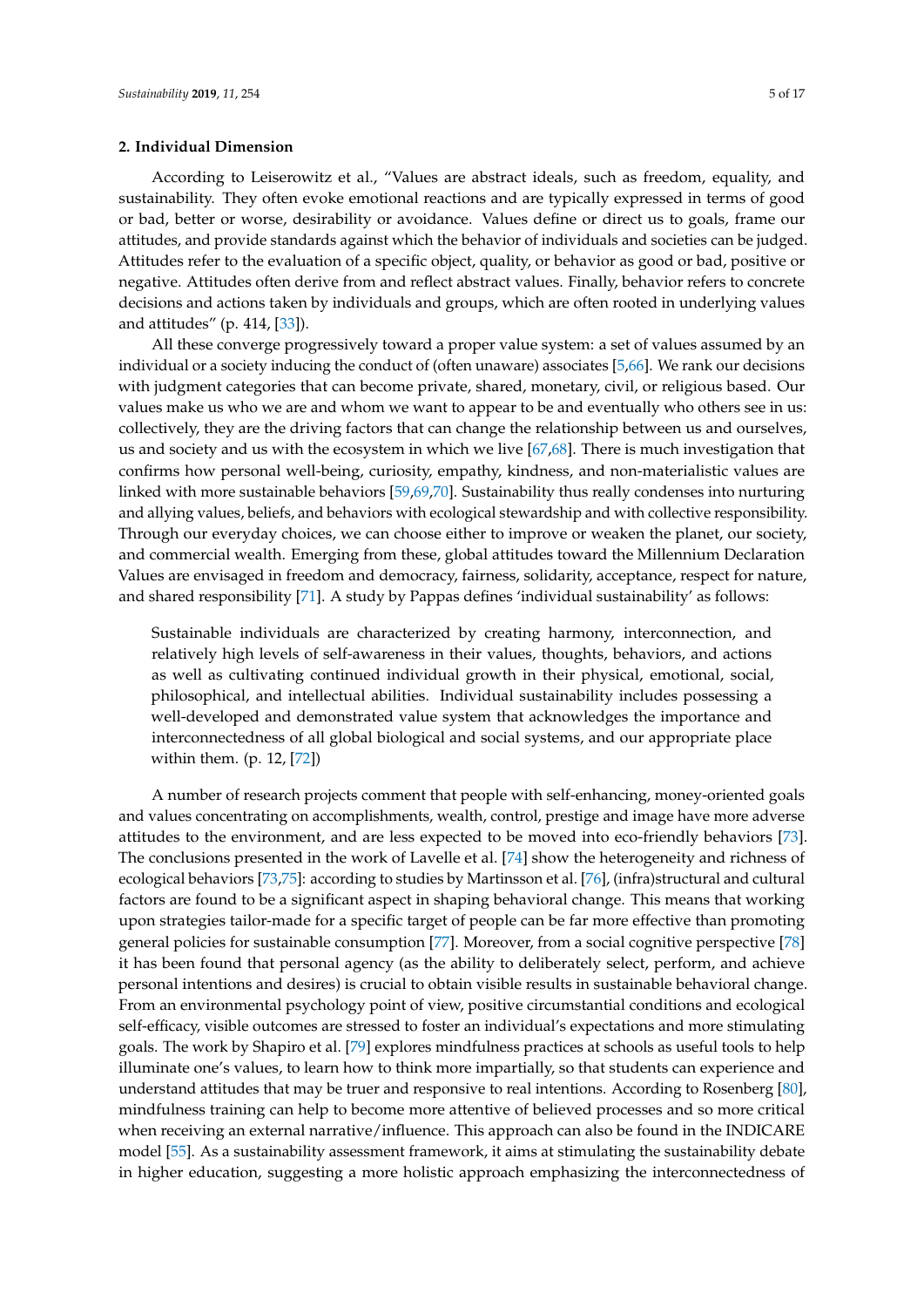## 2. Individual Dimension

According to Leiserowitz et al., "Values are abstract ideals, such as freedom, equality, and sustainability. They often evoke emotional reactions and are typically expressed in terms of good or bad, better or worse, desirability or avoidance. Values define or direct us to goals, frame our attitudes, and provide standards against which the behavior of individuals and societies can be judged. Attitudes refer to the evaluation of a specific object, quality, or behavior as good or bad, positive or negative. Attitudes often derive from and reflect abstract values. Finally, behavior refers to concrete decisions and actions taken by individuals and groups, which are often rooted in underlying values and attitudes" (p. 414, [33]).

All these converge progressively toward a proper value system: a set of values assumed by an individual or a society inducing the conduct of (often unaware) associates [5,66]. We rank our decisions with judgment categories that can become private, shared, monetary, civil, or religious based. Our values make us who we are and whom we want to appear to be and eventually who others see in us: collectively, they are the driving factors that can change the relationship between us and ourselves, us and society and us with the ecosystem in which we live [67,68]. There is much investigation that confirms how personal well-being, curiosity, empathy, kindness, and non-materialistic values are linked with more sustainable behaviors [59,69,70]. Sustainability thus really condenses into nurturing and allying values, beliefs, and behaviors with ecological stewardship and with collective responsibility. Through our everyday choices, we can choose either to improve or weaken the planet, our society, and commercial wealth. Emerging from these, global attitudes toward the Millennium Declaration Values are envisaged in freedom and democracy, fairness, solidarity, acceptance, respect for nature, and shared responsibility [71]. A study by Pappas defines 'individual sustainability' as follows:

> Sustainable individuals are characterized by creating harmony, interconnection, and relatively high levels of self-awareness in their values, thoughts, behaviors, and actions as well as cultivating continued individual growth in their physical, emotional, social, philosophical, and intellectual abilities. Individual sustainability includes possessing a well-developed and demonstrated value system that acknowledges the importance and interconnectedness of all global biological and social systems, and our appropriate place within them. (p. 12, [72])

A number of research projects comment that people with self-enhancing, money-oriented goals and values concentrating on accomplishments, wealth, control, prestige and image have more adverse attitudes to the environment, and are less expected to be moved into eco-friendly behaviors [73]. The conclusions presented in the work of Lavelle et al. [74] show the heterogeneity and richness of ecological behaviors [73,75]: according to studies by Martinsson et al. [76], (infra)structural and cultural factors are found to be a significant aspect in shaping behavioral change. This means that working upon strategies tailor-made for a specific target of people can be far more effective than promoting general policies for sustainable consumption [77]. Moreover, from a social cognitive perspective [78] it has been found that personal agency (as the ability to deliberately select, perform, and achieve personal intentions and desires) is crucial to obtain visible results in sustainable behavioral change. From an environmental psychology point of view, positive circumstantial conditions and ecological self-efficacy, visible outcomes are stressed to foster an individual's expectations and more stimulating goals. The work by Shapiro et al. [79] explores mindfulness practices at schools as useful tools to help illuminate one's values, to learn how to think more impartially, so that students can experience and understand attitudes that may be truer and responsive to real intentions. According to Rosenberg [80], mindfulness training can help to become more attentive of believed processes and so more critical when receiving an external narrative/influence. This approach can also be found in the INDICARE model [55]. As a sustainability assessment framework, it aims at stimulating the sustainability debate in higher education, suggesting a more holistic approach emphasizing the interconnectedness of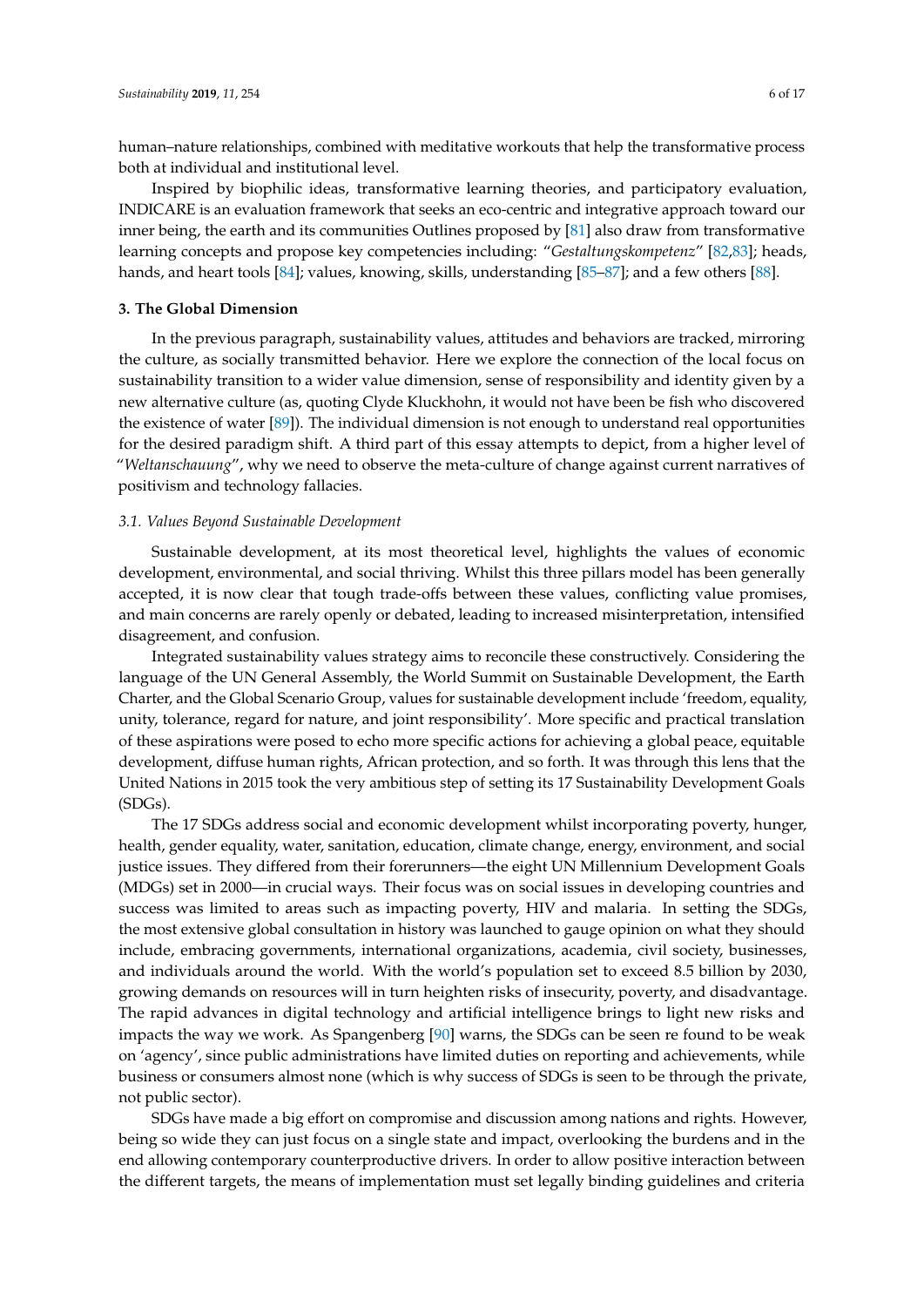human–nature relationships, combined with meditative workouts that help the transformative process both at individual and institutional level.

Inspired by biophilic ideas, transformative learning theories, and participatory evaluation, INDICARE is an evaluation framework that seeks an eco-centric and integrative approach toward our inner being, the earth and its communities Outlines proposed by [81] also draw from transformative learning concepts and propose key competencies including: "*Gestaltungskompetenz*" [82,83]; heads, hands, and heart tools [84]; values, knowing, skills, understanding [85–87]; and a few others [88].

## 3. The Global Dimension

In the previous paragraph, sustainability values, attitudes and behaviors are tracked, mirroring the culture, as socially transmitted behavior. Here we explore the connection of the local focus on sustainability transition to a wider value dimension, sense of responsibility and identity given by a new alternative culture (as, quoting Clyde Kluckhohn, it would not have been be fish who discovered the existence of water [89]). The individual dimension is not enough to understand real opportunities for the desired paradigm shift. A third part of this essay attempts to depict, from a higher level of "*Weltanschauung*", why we need to observe the meta-culture of change against current narratives of positivism and technology fallacies.

### 3.1. Values Beyond Sustainable Development

Sustainable development, at its most theoretical level, highlights the values of economic development, environmental, and social thriving. Whilst this three pillars model has been generally accepted, it is now clear that tough trade-offs between these values, conflicting value promises, and main concerns are rarely openly or debated, leading to increased misinterpretation, intensified disagreement, and confusion.

Integrated sustainability values strategy aims to reconcile these constructively. Considering the language of the UN General Assembly, the World Summit on Sustainable Development, the Earth Charter, and the Global Scenario Group, values for sustainable development include 'freedom, equality, unity, tolerance, regard for nature, and joint responsibility'. More specific and practical translation of these aspirations were posed to echo more specific actions for achieving a global peace, equitable development, diffuse human rights, African protection, and so forth. It was through this lens that the United Nations in 2015 took the very ambitious step of setting its 17 Sustainability Development Goals (SDGs).

The 17 SDGs address social and economic development whilst incorporating poverty, hunger, health, gender equality, water, sanitation, education, climate change, energy, environment, and social justice issues. They differed from their forerunners—the eight UN Millennium Development Goals (MDGs) set in 2000—in crucial ways. Their focus was on social issues in developing countries and success was limited to areas such as impacting poverty, HIV and malaria. In setting the SDGs, the most extensive global consultation in history was launched to gauge opinion on what they should include, embracing governments, international organizations, academia, civil society, businesses, and individuals around the world. With the world's population set to exceed 8.5 billion by 2030, growing demands on resources will in turn heighten risks of insecurity, poverty, and disadvantage. The rapid advances in digital technology and artificial intelligence brings to light new risks and impacts the way we work. As Spangenberg [90] warns, the SDGs can be seen re found to be weak on 'agency', since public administrations have limited duties on reporting and achievements, while business or consumers almost none (which is why success of SDGs is seen to be through the private, not public sector).

SDGs have made a big effort on compromise and discussion among nations and rights. However, being so wide they can just focus on a single state and impact, overlooking the burdens and in the end allowing contemporary counterproductive drivers. In order to allow positive interaction between the different targets, the means of implementation must set legally binding guidelines and criteria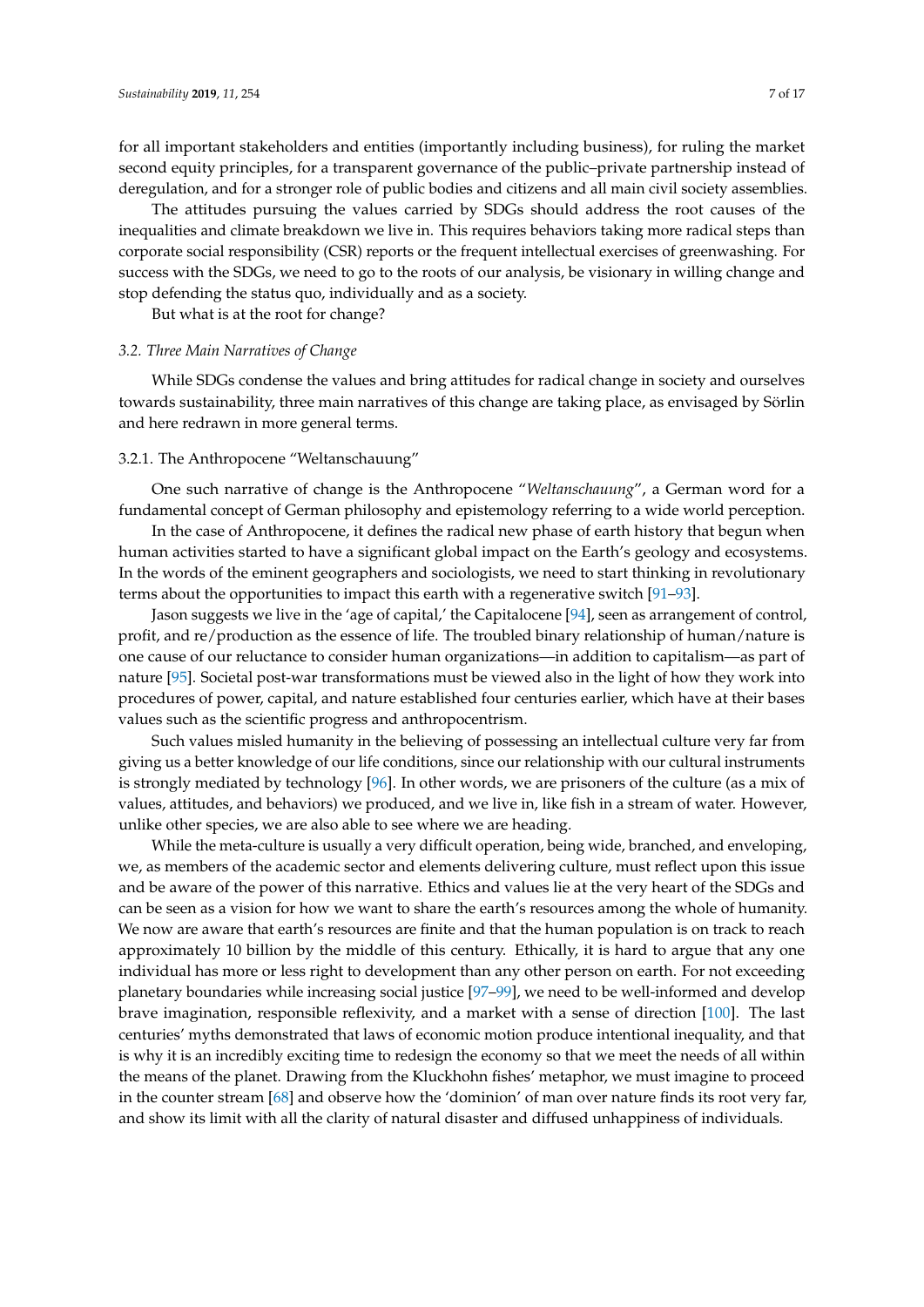for all important stakeholders and entities (importantly including business), for ruling the market second equity principles, for a transparent governance of the public–private partnership instead of deregulation, and for a stronger role of public bodies and citizens and all main civil society assemblies.

The attitudes pursuing the values carried by SDGs should address the root causes of the inequalities and climate breakdown we live in. This requires behaviors taking more radical steps than corporate social responsibility (CSR) reports or the frequent intellectual exercises of greenwashing. For success with the SDGs, we need to go to the roots of our analysis, be visionary in willing change and stop defending the status quo, individually and as a society.

But what is at the root for change?

### *3.2. Three Main Narratives of Change*

While SDGs condense the values and bring attitudes for radical change in society and ourselves towards sustainability, three main narratives of this change are taking place, as envisaged by Sörlin and here redrawn in more general terms.

#### 3.2.1. The Anthropocene "Weltanschauung"

One such narrative of change is the Anthropocene "*Weltanschauung*", a German word for a fundamental concept of German philosophy and epistemology referring to a wide world perception.

In the case of Anthropocene, it defines the radical new phase of earth history that begun when human activities started to have a significant global impact on the Earth's geology and ecosystems. In the words of the eminent geographers and sociologists, we need to start thinking in revolutionary terms about the opportunities to impact this earth with a regenerative switch [91–93].

Jason suggests we live in the 'age of capital,' the Capitalocene [94], seen as arrangement of control, profit, and re/production as the essence of life. The troubled binary relationship of human/nature is one cause of our reluctance to consider human organizations—in addition to capitalism—as part of nature [95]. Societal post-war transformations must be viewed also in the light of how they work into procedures of power, capital, and nature established four centuries earlier, which have at their bases values such as the scientific progress and anthropocentrism.

Such values misled humanity in the believing of possessing an intellectual culture very far from giving us a better knowledge of our life conditions, since our relationship with our cultural instruments is strongly mediated by technology [96]. In other words, we are prisoners of the culture (as a mix of values, attitudes, and behaviors) we produced, and we live in, like fish in a stream of water. However, unlike other species, we are also able to see where we are heading.

While the meta-culture is usually a very difficult operation, being wide, branched, and enveloping, we, as members of the academic sector and elements delivering culture, must reflect upon this issue and be aware of the power of this narrative. Ethics and values lie at the very heart of the SDGs and can be seen as a vision for how we want to share the earth's resources among the whole of humanity. We now are aware that earth's resources are finite and that the human population is on track to reach approximately 10 billion by the middle of this century. Ethically, it is hard to argue that any one individual has more or less right to development than any other person on earth. For not exceeding planetary boundaries while increasing social justice [97–99], we need to be well-informed and develop brave imagination, responsible reflexivity, and a market with a sense of direction [100]. The last centuries' myths demonstrated that laws of economic motion produce intentional inequality, and that is why it is an incredibly exciting time to redesign the economy so that we meet the needs of all within the means of the planet. Drawing from the Kluckhohn fishes' metaphor, we must imagine to proceed in the counter stream [68] and observe how the 'dominion' of man over nature finds its root very far, and show its limit with all the clarity of natural disaster and diffused unhappiness of individuals.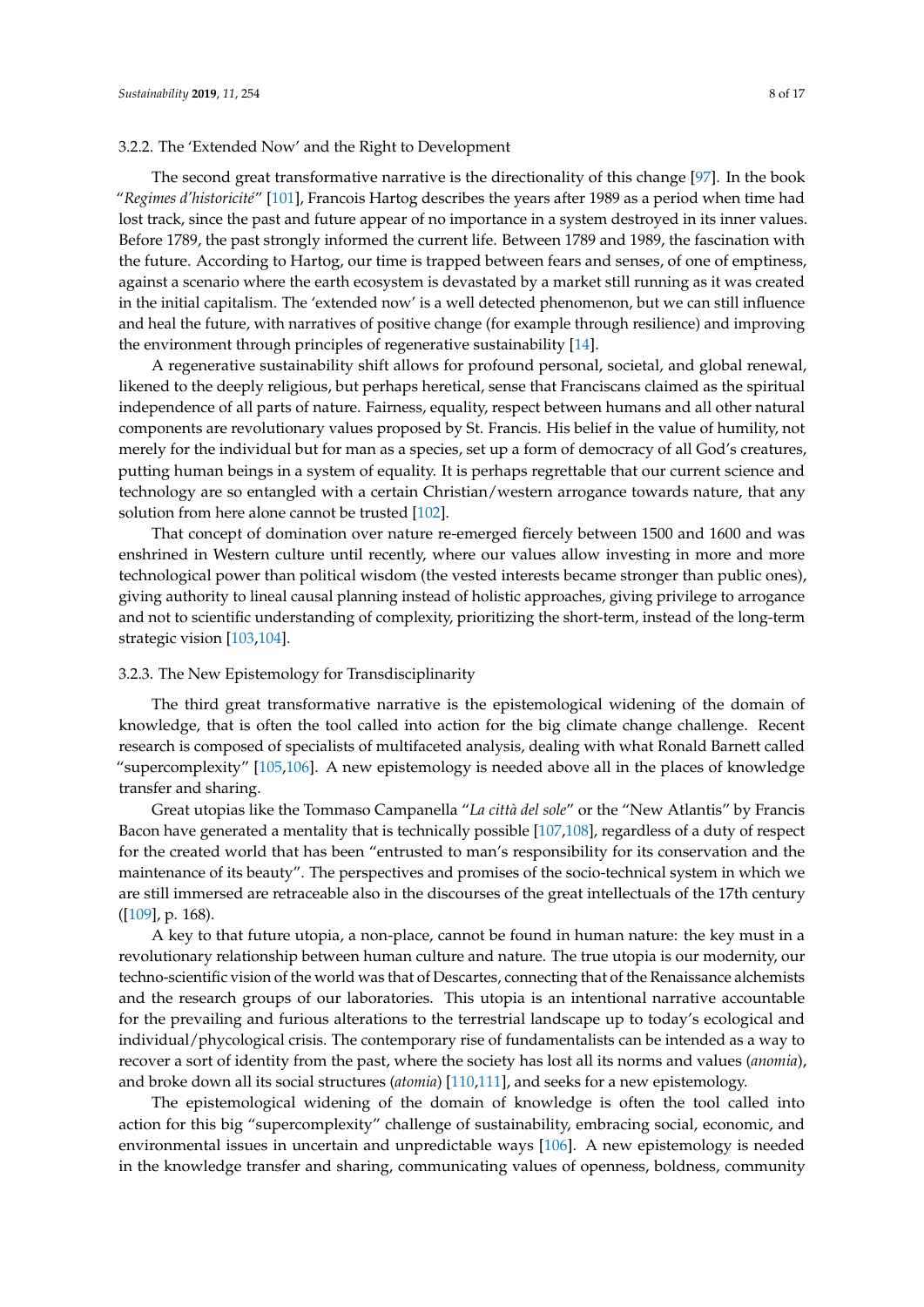#### 3.2.2. The 'Extended Now' and the Right to Development

The second great transformative narrative is the directionality of this change [97]. In the book "*Regimes d'historicité*" [101], Francois Hartog describes the years after 1989 as a period when time had lost track, since the past and future appear of no importance in a system destroyed in its inner values. Before 1789, the past strongly informed the current life. Between 1789 and 1989, the fascination with the future. According to Hartog, our time is trapped between fears and senses, of one of emptiness, against a scenario where the earth ecosystem is devastated by a market still running as it was created in the initial capitalism. The 'extended now' is a well detected phenomenon, but we can still influence and heal the future, with narratives of positive change (for example through resilience) and improving the environment through principles of regenerative sustainability [14].

A regenerative sustainability shift allows for profound personal, societal, and global renewal, likened to the deeply religious, but perhaps heretical, sense that Franciscans claimed as the spiritual independence of all parts of nature. Fairness, equality, respect between humans and all other natural components are revolutionary values proposed by St. Francis. His belief in the value of humility, not merely for the individual but for man as a species, set up a form of democracy of all God's creatures, putting human beings in a system of equality. It is perhaps regrettable that our current science and technology are so entangled with a certain Christian/western arrogance towards nature, that any solution from here alone cannot be trusted [102].

That concept of domination over nature re-emerged fiercely between 1500 and 1600 and was enshrined in Western culture until recently, where our values allow investing in more and more technological power than political wisdom (the vested interests became stronger than public ones), giving authority to lineal causal planning instead of holistic approaches, giving privilege to arrogance and not to scientific understanding of complexity, prioritizing the short-term, instead of the long-term strategic vision [103,104].

#### 3.2.3. The New Epistemology for Transdisciplinarity

The third great transformative narrative is the epistemological widening of the domain of knowledge, that is often the tool called into action for the big climate change challenge. Recent research is composed of specialists of multifaceted analysis, dealing with what Ronald Barnett called "supercomplexity" [105,106]. A new epistemology is needed above all in the places of knowledge transfer and sharing.

Great utopias like the Tommaso Campanella "*La città del sole*" or the "New Atlantis" by Francis Bacon have generated a mentality that is technically possible [107,108], regardless of a duty of respect for the created world that has been "entrusted to man's responsibility for its conservation and the maintenance of its beauty". The perspectives and promises of the socio-technical system in which we are still immersed are retraceable also in the discourses of the great intellectuals of the 17th century ([109], p. 168).

A key to that future utopia, a non-place, cannot be found in human nature: the key must in a revolutionary relationship between human culture and nature. The true utopia is our modernity, our techno-scientific vision of the world was that of Descartes, connecting that of the Renaissance alchemists and the research groups of our laboratories. This utopia is an intentional narrative accountable for the prevailing and furious alterations to the terrestrial landscape up to today's ecological and individual/phycological crisis. The contemporary rise of fundamentalists can be intended as a way to recover a sort of identity from the past, where the society has lost all its norms and values (*anomia*), and broke down all its social structures (*atomia*) [110,111], and seeks for a new epistemology.

The epistemological widening of the domain of knowledge is often the tool called into action for this big "supercomplexity" challenge of sustainability, embracing social, economic, and environmental issues in uncertain and unpredictable ways [106]. A new epistemology is needed in the knowledge transfer and sharing, communicating values of openness, boldness, community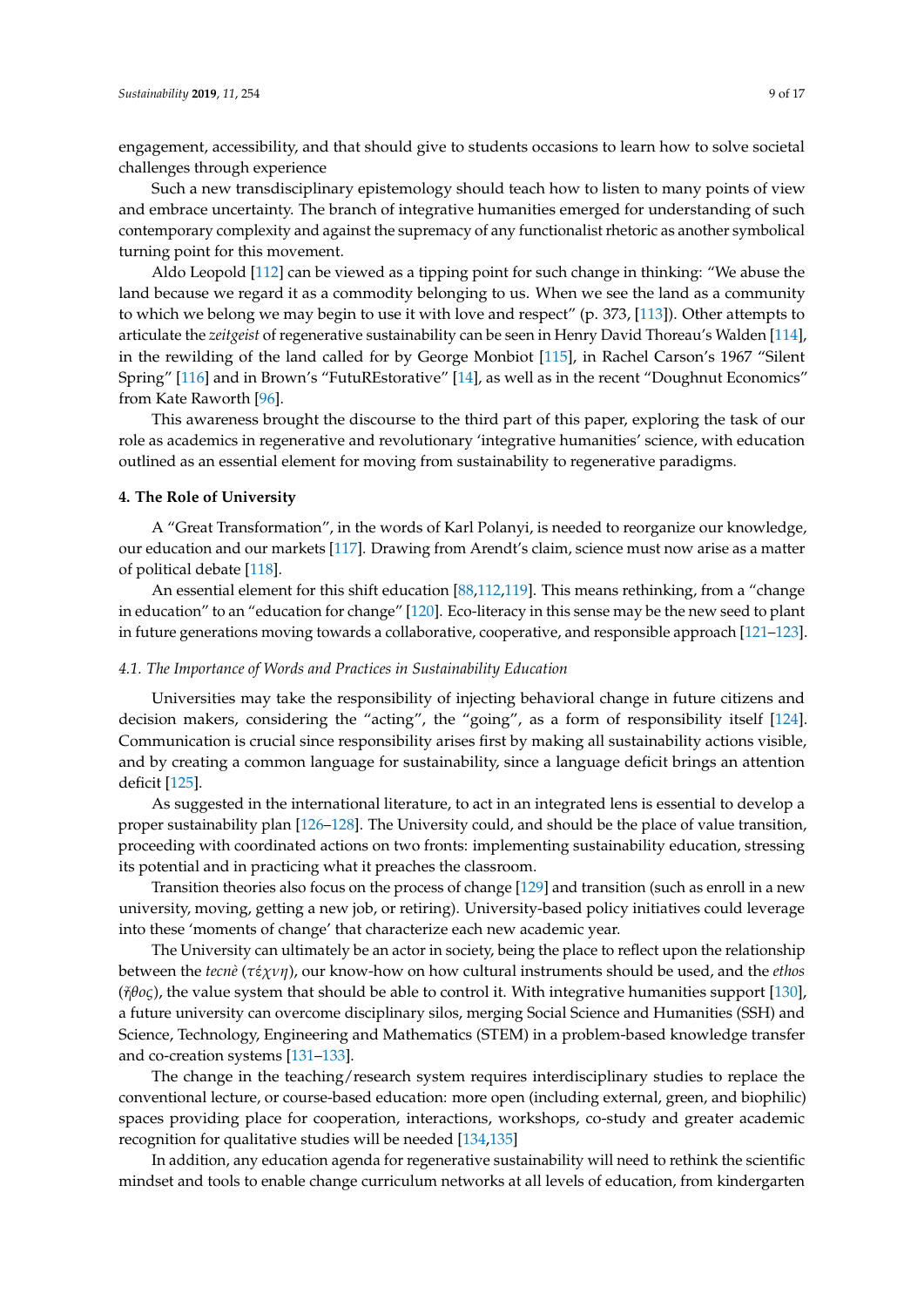engagement, accessibility, and that should give to students occasions to learn how to solve societal challenges through experience

Such a new transdisciplinary epistemology should teach how to listen to many points of view and embrace uncertainty. The branch of integrative humanities emerged for understanding of such contemporary complexity and against the supremacy of any functionalist rhetoric as another symbolical turning point for this movement.

Aldo Leopold [112] can be viewed as a tipping point for such change in thinking: "We abuse the land because we regard it as a commodity belonging to us. When we see the land as a community to which we belong we may begin to use it with love and respect" (p. 373, [113]). Other attempts to articulate the *zeitgeist* of regenerative sustainability can be seen in Henry David Thoreau's Walden [114], in the rewilding of the land called for by George Monbiot [115], in Rachel Carson's 1967 "Silent Spring" [116] and in Brown's "FutuREstorative" [14], as well as in the recent "Doughnut Economics" from Kate Raworth [96].

This awareness brought the discourse to the third part of this paper, exploring the task of our role as academics in regenerative and revolutionary 'integrative humanities' science, with education outlined as an essential element for moving from sustainability to regenerative paradigms.

## 4. The Role of University

A "Great Transformation", in the words of Karl Polanyi, is needed to reorganize our knowledge, our education and our markets [117]. Drawing from Arendt's claim, science must now arise as a matter of political debate [118].

An essential element for this shift education [88,112,119]. This means rethinking, from a "change in education" to an "education for change" [120]. Eco-literacy in this sense may be the new seed to plant in future generations moving towards a collaborative, cooperative, and responsible approach [121–123].

### *4.1. The Importance of Words and Practices in Sustainability Education*

Universities may take the responsibility of injecting behavioral change in future citizens and decision makers, considering the "acting", the "going", as a form of responsibility itself [124]. Communication is crucial since responsibility arises first by making all sustainability actions visible, and by creating a common language for sustainability, since a language deficit brings an attention deficit [125].

As suggested in the international literature, to act in an integrated lens is essential to develop a proper sustainability plan [126–128]. The University could, and should be the place of value transition, proceeding with coordinated actions on two fronts: implementing sustainability education, stressing its potential and in practicing what it preaches the classroom.

Transition theories also focus on the process of change [129] and transition (such as enroll in a new university, moving, getting a new job, or retiring). University-based policy initiatives could leverage into these 'moments of change' that characterize each new academic year.

The University can ultimately be an actor in society, being the place to reflect upon the relationship between the *tecnè* (*τέχνη*), our know-how on how cultural instruments should be used, and the *ethos* (*ἦθος*), the value system that should be able to control it. With integrative humanities support [130], a future university can overcome disciplinary silos, merging Social Science and Humanities (SSH) and Science, Technology, Engineering and Mathematics (STEM) in a problem-based knowledge transfer and co-creation systems [131–133].

The change in the teaching/research system requires interdisciplinary studies to replace the conventional lecture, or course-based education: more open (including external, green, and biophilic) spaces providing place for cooperation, interactions, workshops, co-study and greater academic recognition for qualitative studies will be needed [134,135]

In addition, any education agenda for regenerative sustainability will need to rethink the scientific mindset and tools to enable change curriculum networks at all levels of education, from kindergarten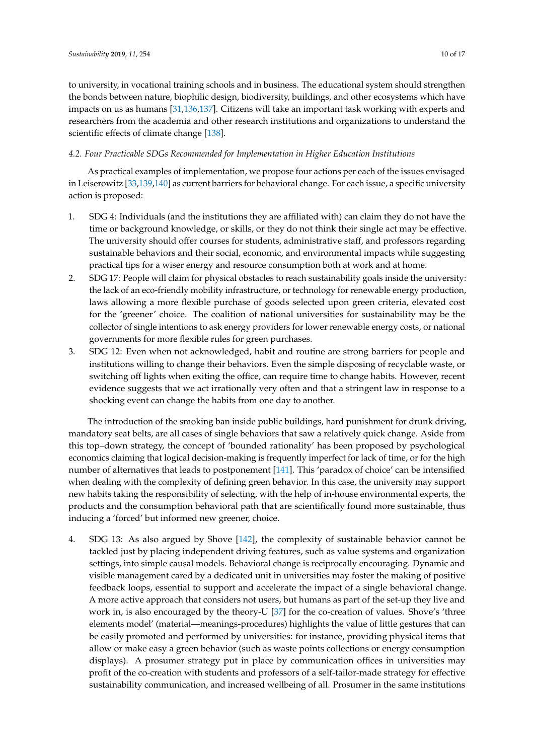to university, in vocational training schools and in business. The educational system should strengthen the bonds between nature, biophilic design, biodiversity, buildings, and other ecosystems which have impacts on us as humans [31,136,137]. Citizens will take an important task working with experts and researchers from the academia and other research institutions and organizations to understand the scientific effects of climate change [138].

### *4.2. Four Practicable SDGs Recommended for Implementation in Higher Education Institutions*

As practical examples of implementation, we propose four actions per each of the issues envisaged in Leiserowitz [33,139,140] as current barriers for behavioral change. For each issue, a specific university action is proposed:

1. SDG 4: Individuals (and the institutions they are affiliated with) can claim they do not have the time or background knowledge, or skills, or they do not think their single act may be effective. The university should offer courses for students, administrative staff, and professors regarding sustainable behaviors and their social, economic, and environmental impacts while suggesting practical tips for a wiser energy and resource consumption both at work and at home.
2. SDG 17: People will claim for physical obstacles to reach sustainability goals inside the university: the lack of an eco-friendly mobility infrastructure, or technology for renewable energy production, laws allowing a more flexible purchase of goods selected upon green criteria, elevated cost for the 'greener' choice. The coalition of national universities for sustainability may be the collector of single intentions to ask energy providers for lower renewable energy costs, or national governments for more flexible rules for green purchases.
3. SDG 12: Even when not acknowledged, habit and routine are strong barriers for people and institutions willing to change their behaviors. Even the simple disposing of recyclable waste, or switching off lights when exiting the office, can require time to change habits. However, recent evidence suggests that we act irrationally very often and that a stringent law in response to a shocking event can change the habits from one day to another.

The introduction of the smoking ban inside public buildings, hard punishment for drunk driving, mandatory seat belts, are all cases of single behaviors that saw a relatively quick change. Aside from this top–down strategy, the concept of 'bounded rationality' has been proposed by psychological economics claiming that logical decision-making is frequently imperfect for lack of time, or for the high number of alternatives that leads to postponement [141]. This 'paradox of choice' can be intensified when dealing with the complexity of defining green behavior. In this case, the university may support new habits taking the responsibility of selecting, with the help of in-house environmental experts, the products and the consumption behavioral path that are scientifically found more sustainable, thus inducing a 'forced' but informed new greener, choice.

4. SDG 13: As also argued by Shove [142], the complexity of sustainable behavior cannot be tackled just by placing independent driving features, such as value systems and organization settings, into simple causal models. Behavioral change is reciprocally encouraging. Dynamic and visible management cared by a dedicated unit in universities may foster the making of positive feedback loops, essential to support and accelerate the impact of a single behavioral change. A more active approach that considers not users, but humans as part of the set-up they live and work in, is also encouraged by the theory-U [37] for the co-creation of values. Shove's 'three elements model' (material—meanings-procedures) highlights the value of little gestures that can be easily promoted and performed by universities: for instance, providing physical items that allow or make easy a green behavior (such as waste points collections or energy consumption displays). A prosumer strategy put in place by communication offices in universities may profit of the co-creation with students and professors of a self-tailor-made strategy for effective sustainability communication, and increased wellbeing of all. Prosumer in the same institutions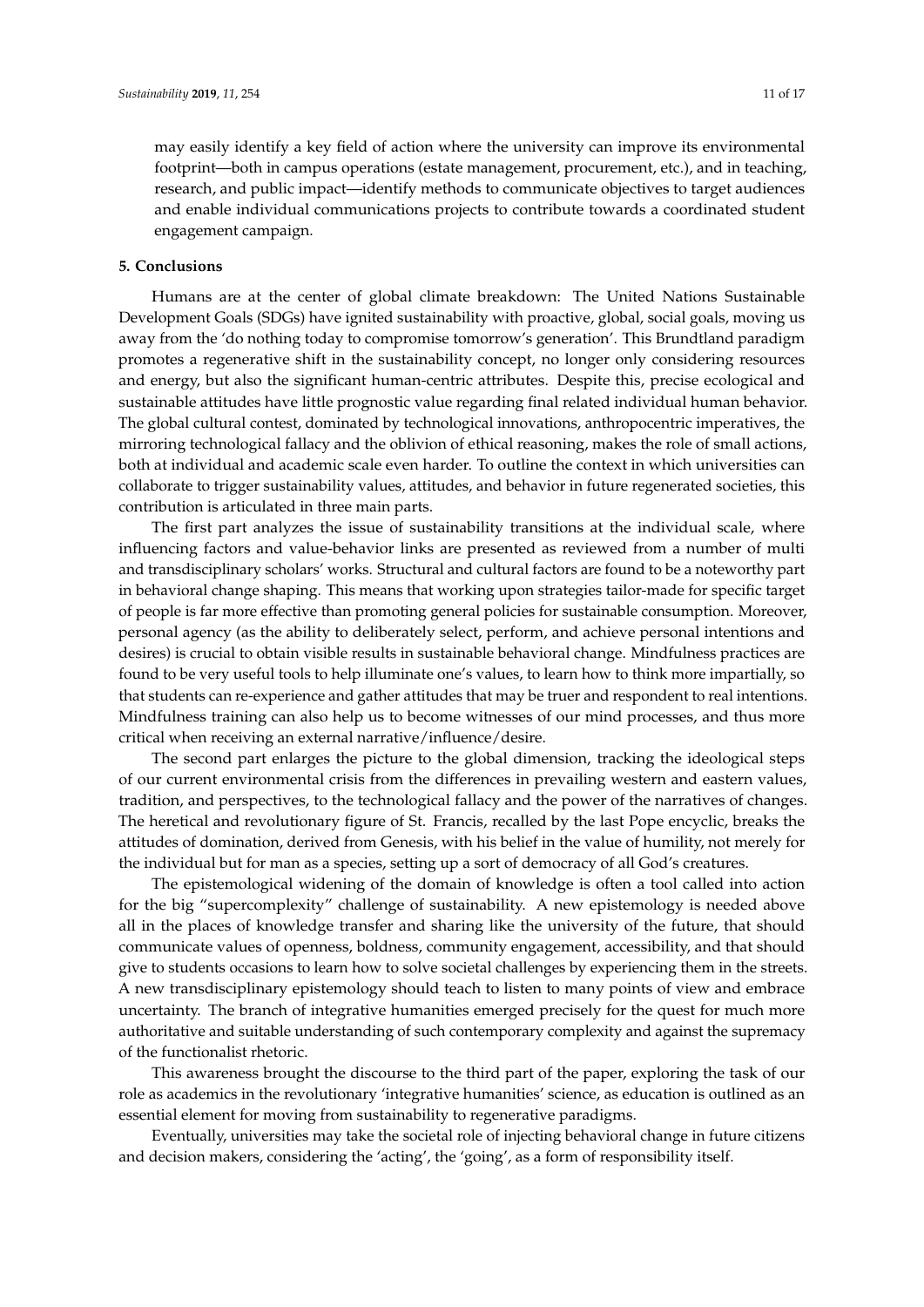may easily identify a key field of action where the university can improve its environmental footprint—both in campus operations (estate management, procurement, etc.), and in teaching, research, and public impact—identify methods to communicate objectives to target audiences and enable individual communications projects to contribute towards a coordinated student engagement campaign.

## 5. Conclusions

Humans are at the center of global climate breakdown: The United Nations Sustainable Development Goals (SDGs) have ignited sustainability with proactive, global, social goals, moving us away from the 'do nothing today to compromise tomorrow's generation'. This Brundtland paradigm promotes a regenerative shift in the sustainability concept, no longer only considering resources and energy, but also the significant human-centric attributes. Despite this, precise ecological and sustainable attitudes have little prognostic value regarding final related individual human behavior. The global cultural contest, dominated by technological innovations, anthropocentric imperatives, the mirroring technological fallacy and the oblivion of ethical reasoning, makes the role of small actions, both at individual and academic scale even harder. To outline the context in which universities can collaborate to trigger sustainability values, attitudes, and behavior in future regenerated societies, this contribution is articulated in three main parts.

The first part analyzes the issue of sustainability transitions at the individual scale, where influencing factors and value-behavior links are presented as reviewed from a number of multi and transdisciplinary scholars' works. Structural and cultural factors are found to be a noteworthy part in behavioral change shaping. This means that working upon strategies tailor-made for specific target of people is far more effective than promoting general policies for sustainable consumption. Moreover, personal agency (as the ability to deliberately select, perform, and achieve personal intentions and desires) is crucial to obtain visible results in sustainable behavioral change. Mindfulness practices are found to be very useful tools to help illuminate one's values, to learn how to think more impartially, so that students can re-experience and gather attitudes that may be truer and respondent to real intentions. Mindfulness training can also help us to become witnesses of our mind processes, and thus more critical when receiving an external narrative/influence/desire.

The second part enlarges the picture to the global dimension, tracking the ideological steps of our current environmental crisis from the differences in prevailing western and eastern values, tradition, and perspectives, to the technological fallacy and the power of the narratives of changes. The heretical and revolutionary figure of St. Francis, recalled by the last Pope encyclic, breaks the attitudes of domination, derived from Genesis, with his belief in the value of humility, not merely for the individual but for man as a species, setting up a sort of democracy of all God's creatures.

The epistemological widening of the domain of knowledge is often a tool called into action for the big "supercomplexity" challenge of sustainability. A new epistemology is needed above all in the places of knowledge transfer and sharing like the university of the future, that should communicate values of openness, boldness, community engagement, accessibility, and that should give to students occasions to learn how to solve societal challenges by experiencing them in the streets. A new transdisciplinary epistemology should teach to listen to many points of view and embrace uncertainty. The branch of integrative humanities emerged precisely for the quest for much more authoritative and suitable understanding of such contemporary complexity and against the supremacy of the functionalist rhetoric.

This awareness brought the discourse to the third part of the paper, exploring the task of our role as academics in the revolutionary 'integrative humanities' science, as education is outlined as an essential element for moving from sustainability to regenerative paradigms.

Eventually, universities may take the societal role of injecting behavioral change in future citizens and decision makers, considering the 'acting', the 'going', as a form of responsibility itself.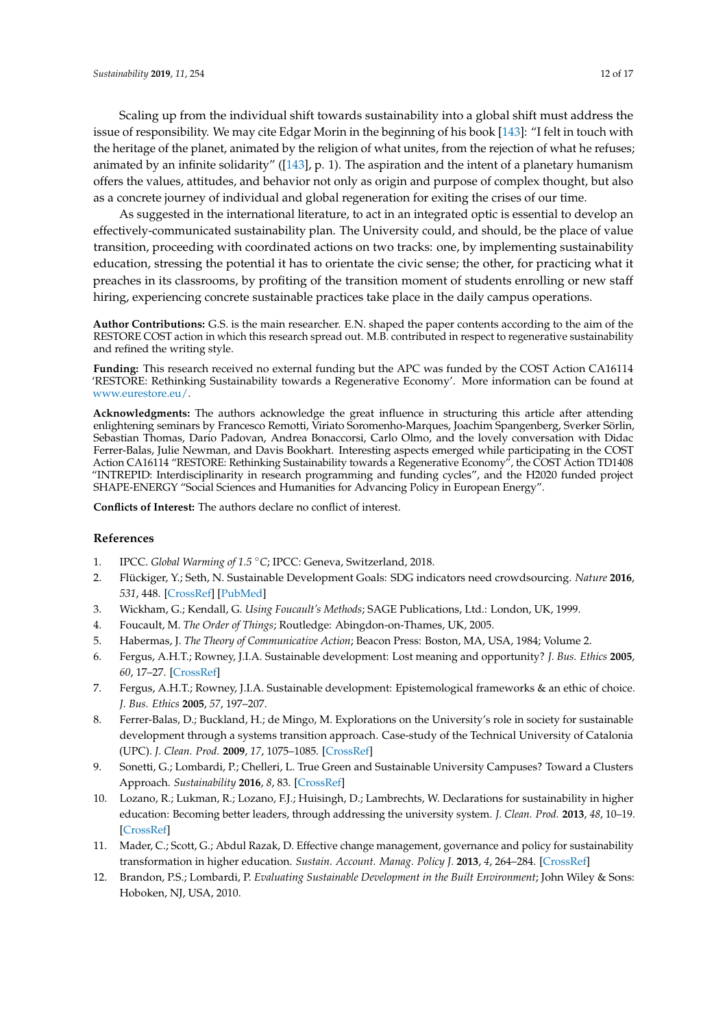Scaling up from the individual shift towards sustainability into a global shift must address the issue of responsibility. We may cite Edgar Morin in the beginning of his book [143]: "I felt in touch with the heritage of the planet, animated by the religion of what unites, from the rejection of what he refuses; animated by an infinite solidarity" ([143], p. 1). The aspiration and the intent of a planetary humanism offers the values, attitudes, and behavior not only as origin and purpose of complex thought, but also as a concrete journey of individual and global regeneration for exiting the crises of our time.

As suggested in the international literature, to act in an integrated optic is essential to develop an effectively-communicated sustainability plan. The University could, and should, be the place of value transition, proceeding with coordinated actions on two tracks: one, by implementing sustainability education, stressing the potential it has to orientate the civic sense; the other, for practicing what it preaches in its classrooms, by profiting of the transition moment of students enrolling or new staff hiring, experiencing concrete sustainable practices take place in the daily campus operations.

**Author Contributions:** G.S. is the main researcher. E.N. shaped the paper contents according to the aim of the RESTORE COST action in which this research spread out. M.B. contributed in respect to regenerative sustainability and refined the writing style.

**Funding:** This research received no external funding but the APC was funded by the COST Action CA16114 'RESTORE: Rethinking Sustainability towards a Regenerative Economy'. More information can be found at www.eurestore.eu/.

**Acknowledgments:** The authors acknowledge the great influence in structuring this article after attending enlightening seminars by Francesco Remotti, Viriato Soromenho-Marques, Joachim Spangenberg, Sverker Sörlin, Sebastian Thomas, Dario Padovan, Andrea Bonaccorsi, Carlo Olmo, and the lovely conversation with Didac Ferrer-Balas, Julie Newman, and Davis Bookhart. Interesting aspects emerged while participating in the COST Action CA16114 "RESTORE: Rethinking Sustainability towards a Regenerative Economy", the COST Action TD1408 "INTREPID: Interdisciplinarity in research programming and funding cycles", and the H2020 funded project SHAPE-ENERGY "Social Sciences and Humanities for Advancing Policy in European Energy".

**Conflicts of Interest:** The authors declare no conflict of interest.

## References

1. IPCC. *Global Warming of 1.5 °C*; IPCC: Geneva, Switzerland, 2018.
2. Flückiger, Y.; Seth, N. Sustainable Development Goals: SDG indicators need crowdsourcing. *Nature* **2016**, *531*, 448. [CrossRef] [PubMed]
3. Wickham, G.; Kendall, G. *Using Foucault's Methods*; SAGE Publications, Ltd.: London, UK, 1999.
4. Foucault, M. *The Order of Things*; Routledge: Abingdon-on-Thames, UK, 2005.
5. Habermas, J. *The Theory of Communicative Action*; Beacon Press: Boston, MA, USA, 1984; Volume 2.
6. Fergus, A.H.T.; Rowney, J.I.A. Sustainable development: Lost meaning and opportunity? *J. Bus. Ethics* **2005**, *60*, 17–27. [CrossRef]
7. Fergus, A.H.T.; Rowney, J.I.A. Sustainable development: Epistemological frameworks & an ethic of choice. *J. Bus. Ethics* **2005**, *57*, 197–207.
8. Ferrer-Balas, D.; Buckland, H.; de Mingo, M. Explorations on the University's role in society for sustainable development through a systems transition approach. Case-study of the Technical University of Catalonia (UPC). *J. Clean. Prod.* **2009**, *17*, 1075–1085. [CrossRef]
9. Sonetti, G.; Lombardi, P.; Chelleri, L. True Green and Sustainable University Campuses? Toward a Clusters Approach. *Sustainability* **2016**, *8*, 83. [CrossRef]
10. Lozano, R.; Lukman, R.; Lozano, F.J.; Huisingh, D.; Lambrechts, W. Declarations for sustainability in higher education: Becoming better leaders, through addressing the university system. *J. Clean. Prod.* **2013**, *48*, 10–19. [CrossRef]
11. Mader, C.; Scott, G.; Abdul Razak, D. Effective change management, governance and policy for sustainability transformation in higher education. *Sustain. Account. Manag. Policy J.* **2013**, *4*, 264–284. [CrossRef]
12. Brandon, P.S.; Lombardi, P. *Evaluating Sustainable Development in the Built Environment*; John Wiley & Sons: Hoboken, NJ, USA, 2010.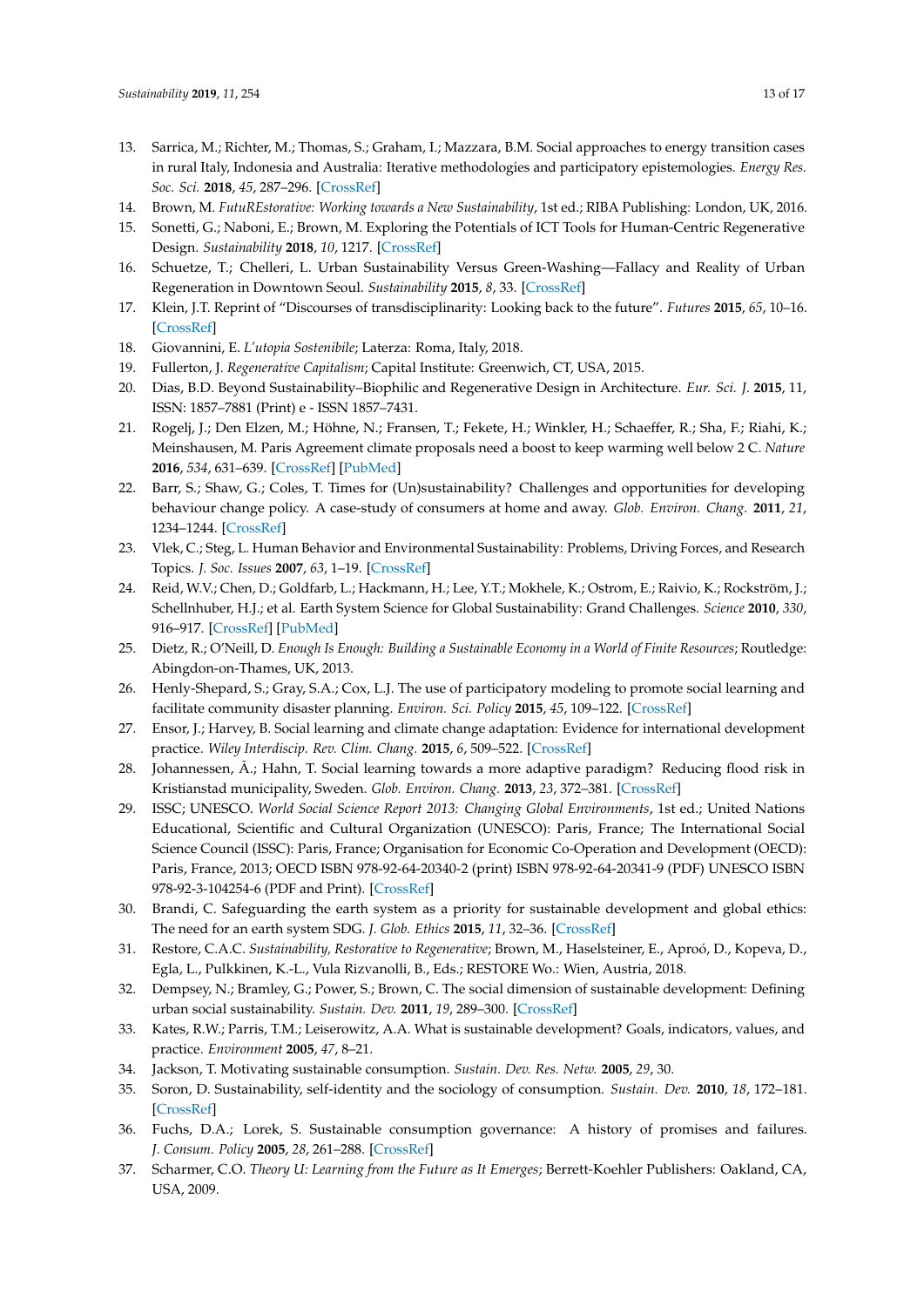13. Sarrica, M.; Richter, M.; Thomas, S.; Graham, I.; Mazzara, B.M. Social approaches to energy transition cases in rural Italy, Indonesia and Australia: Iterative methodologies and participatory epistemologies. *Energy Res. Soc. Sci.* **2018**, *45*, 287–296. [CrossRef]
14. Brown, M. *FutuREstorative: Working towards a New Sustainability*, 1st ed.; RIBA Publishing: London, UK, 2016.
15. Sonetti, G.; Naboni, E.; Brown, M. Exploring the Potentials of ICT Tools for Human-Centric Regenerative Design. *Sustainability* **2018**, *10*, 1217. [CrossRef]
16. Schuetze, T.; Chelleri, L. Urban Sustainability Versus Green-Washing—Fallacy and Reality of Urban Regeneration in Downtown Seoul. *Sustainability* **2015**, *8*, 33. [CrossRef]
17. Klein, J.T. Reprint of "Discourses of transdisciplinarity: Looking back to the future". *Futures* **2015**, *65*, 10–16. [CrossRef]
18. Giovannini, E. *L'utopia Sostenibile*; Laterza: Roma, Italy, 2018.
19. Fullerton, J. *Regenerative Capitalism*; Capital Institute: Greenwich, CT, USA, 2015.
20. Dias, B.D. Beyond Sustainability–Biophilic and Regenerative Design in Architecture. *Eur. Sci. J.* **2015**, 11, ISSN: 1857–7881 (Print) e - ISSN 1857–7431.
21. Rogelj, J.; Den Elzen, M.; Höhne, N.; Fransen, T.; Fekete, H.; Winkler, H.; Schaeffer, R.; Sha, F.; Riahi, K.; Meinshausen, M. Paris Agreement climate proposals need a boost to keep warming well below 2 C. *Nature* **2016**, *534*, 631–639. [CrossRef] [PubMed]
22. Barr, S.; Shaw, G.; Coles, T. Times for (Un)sustainability? Challenges and opportunities for developing behaviour change policy. A case-study of consumers at home and away. *Glob. Environ. Chang.* **2011**, *21*, 1234–1244. [CrossRef]
23. Vlek, C.; Steg, L. Human Behavior and Environmental Sustainability: Problems, Driving Forces, and Research Topics. *J. Soc. Issues* **2007**, *63*, 1–19. [CrossRef]
24. Reid, W.V.; Chen, D.; Goldfarb, L.; Hackmann, H.; Lee, Y.T.; Mokhele, K.; Ostrom, E.; Raivio, K.; Rockström, J.; Schellnhuber, H.J.; et al. Earth System Science for Global Sustainability: Grand Challenges. *Science* **2010**, *330*, 916–917. [CrossRef] [PubMed]
25. Dietz, R.; O'Neill, D. *Enough Is Enough: Building a Sustainable Economy in a World of Finite Resources*; Routledge: Abingdon-on-Thames, UK, 2013.
26. Henly-Shepard, S.; Gray, S.A.; Cox, L.J. The use of participatory modeling to promote social learning and facilitate community disaster planning. *Environ. Sci. Policy* **2015**, *45*, 109–122. [CrossRef]
27. Ensor, J.; Harvey, B. Social learning and climate change adaptation: Evidence for international development practice. *Wiley Interdiscip. Rev. Clim. Chang.* **2015**, *6*, 509–522. [CrossRef]
28. Johannessen, Å.; Hahn, T. Social learning towards a more adaptive paradigm? Reducing flood risk in Kristianstad municipality, Sweden. *Glob. Environ. Chang.* **2013**, *23*, 372–381. [CrossRef]
29. ISSC; UNESCO. *World Social Science Report 2013: Changing Global Environments*, 1st ed.; United Nations Educational, Scientific and Cultural Organization (UNESCO): Paris, France; The International Social Science Council (ISSC): Paris, France; Organisation for Economic Co-Operation and Development (OECD): Paris, France, 2013; OECD ISBN 978-92-64-20340-2 (print) ISBN 978-92-64-20341-9 (PDF) UNESCO ISBN 978-92-3-104254-6 (PDF and Print). [CrossRef]
30. Brandi, C. Safeguarding the earth system as a priority for sustainable development and global ethics: The need for an earth system SDG. *J. Glob. Ethics* **2015**, *11*, 32–36. [CrossRef]
31. Restore, C.A.C. *Sustainability, Restorative to Regenerative*; Brown, M., Haselsteiner, E., Aproó, D., Kopeva, D., Egla, L., Pulkkinen, K.-L., Vula Rizvanolli, B., Eds.; RESTORE Wo.: Wien, Austria, 2018.
32. Dempsey, N.; Bramley, G.; Power, S.; Brown, C. The social dimension of sustainable development: Defining urban social sustainability. *Sustain. Dev.* **2011**, *19*, 289–300. [CrossRef]
33. Kates, R.W.; Parris, T.M.; Leiserowitz, A.A. What is sustainable development? Goals, indicators, values, and practice. *Environment* **2005**, *47*, 8–21.
34. Jackson, T. Motivating sustainable consumption. *Sustain. Dev. Res. Netw.* **2005**, *29*, 30.
35. Soron, D. Sustainability, self-identity and the sociology of consumption. *Sustain. Dev.* **2010**, *18*, 172–181. [CrossRef]
36. Fuchs, D.A.; Lorek, S. Sustainable consumption governance: A history of promises and failures. *J. Consum. Policy* **2005**, *28*, 261–288. [CrossRef]
37. Scharmer, C.O. *Theory U: Learning from the Future as It Emerges*; Berrett-Koehler Publishers: Oakland, CA, USA, 2009.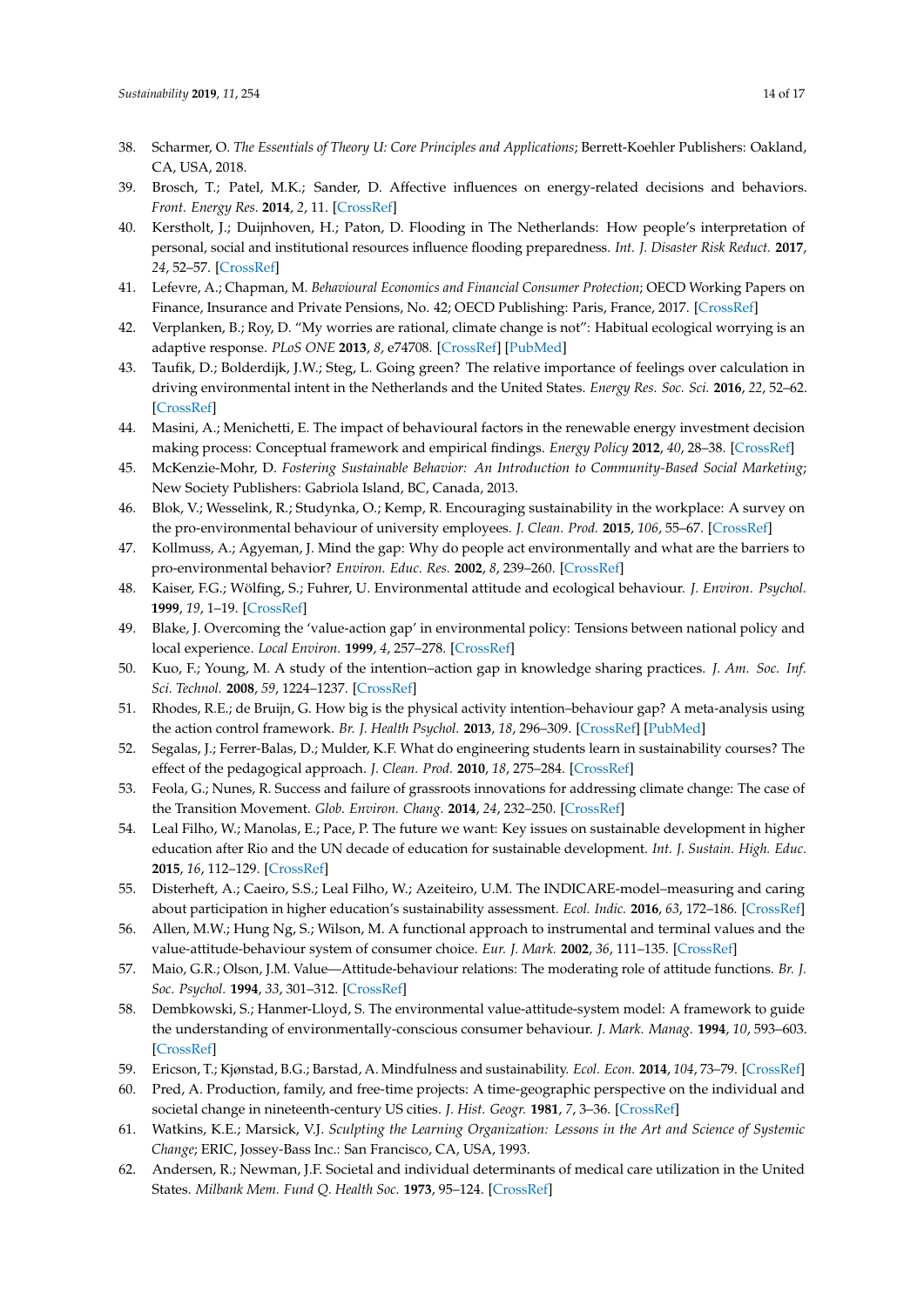38. Scharmer, O. *The Essentials of Theory U: Core Principles and Applications*; Berrett-Koehler Publishers: Oakland, CA, USA, 2018.
39. Brosch, T.; Patel, M.K.; Sander, D. Affective influences on energy-related decisions and behaviors. *Front. Energy Res.* **2014**, *2*, 11. [CrossRef]
40. Kerstholt, J.; Duijnhoven, H.; Paton, D. Flooding in The Netherlands: How people's interpretation of personal, social and institutional resources influence flooding preparedness. *Int. J. Disaster Risk Reduct.* **2017**, *24*, 52–57. [CrossRef]
41. Lefevre, A.; Chapman, M. *Behavioural Economics and Financial Consumer Protection*; OECD Working Papers on Finance, Insurance and Private Pensions, No. 42; OECD Publishing: Paris, France, 2017. [CrossRef]
42. Verplanken, B.; Roy, D. "My worries are rational, climate change is not": Habitual ecological worrying is an adaptive response. *PLoS ONE* **2013**, *8*, e74708. [CrossRef] [PubMed]
43. Taufik, D.; Bolderdijk, J.W.; Steg, L. Going green? The relative importance of feelings over calculation in driving environmental intent in the Netherlands and the United States. *Energy Res. Soc. Sci.* **2016**, *22*, 52–62. [CrossRef]
44. Masini, A.; Menichetti, E. The impact of behavioural factors in the renewable energy investment decision making process: Conceptual framework and empirical findings. *Energy Policy* **2012**, *40*, 28–38. [CrossRef]
45. McKenzie-Mohr, D. *Fostering Sustainable Behavior: An Introduction to Community-Based Social Marketing*; New Society Publishers: Gabriola Island, BC, Canada, 2013.
46. Blok, V.; Wesselink, R.; Studynka, O.; Kemp, R. Encouraging sustainability in the workplace: A survey on the pro-environmental behaviour of university employees. *J. Clean. Prod.* **2015**, *106*, 55–67. [CrossRef]
47. Kollmuss, A.; Agyeman, J. Mind the gap: Why do people act environmentally and what are the barriers to pro-environmental behavior? *Environ. Educ. Res.* **2002**, *8*, 239–260. [CrossRef]
48. Kaiser, F.G.; Wölfing, S.; Fuhrer, U. Environmental attitude and ecological behaviour. *J. Environ. Psychol.* **1999**, *19*, 1–19. [CrossRef]
49. Blake, J. Overcoming the 'value-action gap' in environmental policy: Tensions between national policy and local experience. *Local Environ.* **1999**, *4*, 257–278. [CrossRef]
50. Kuo, F.; Young, M. A study of the intention–action gap in knowledge sharing practices. *J. Am. Soc. Inf. Sci. Technol.* **2008**, *59*, 1224–1237. [CrossRef]
51. Rhodes, R.E.; de Bruijn, G. How big is the physical activity intention–behaviour gap? A meta-analysis using the action control framework. *Br. J. Health Psychol.* **2013**, *18*, 296–309. [CrossRef] [PubMed]
52. Segalas, J.; Ferrer-Balas, D.; Mulder, K.F. What do engineering students learn in sustainability courses? The effect of the pedagogical approach. *J. Clean. Prod.* **2010**, *18*, 275–284. [CrossRef]
53. Feola, G.; Nunes, R. Success and failure of grassroots innovations for addressing climate change: The case of the Transition Movement. *Glob. Environ. Chang.* **2014**, *24*, 232–250. [CrossRef]
54. Leal Filho, W.; Manolas, E.; Pace, P. The future we want: Key issues on sustainable development in higher education after Rio and the UN decade of education for sustainable development. *Int. J. Sustain. High. Educ.* **2015**, *16*, 112–129. [CrossRef]
55. Disterheft, A.; Caeiro, S.S.; Leal Filho, W.; Azeiteiro, U.M. The INDICARE-model–measuring and caring about participation in higher education's sustainability assessment. *Ecol. Indic.* **2016**, *63*, 172–186. [CrossRef]
56. Allen, M.W.; Hung Ng, S.; Wilson, M. A functional approach to instrumental and terminal values and the value-attitude-behaviour system of consumer choice. *Eur. J. Mark.* **2002**, *36*, 111–135. [CrossRef]
57. Maio, G.R.; Olson, J.M. Value—Attitude-behaviour relations: The moderating role of attitude functions. *Br. J. Soc. Psychol.* **1994**, *33*, 301–312. [CrossRef]
58. Dembkowski, S.; Hanmer-Lloyd, S. The environmental value-attitude-system model: A framework to guide the understanding of environmentally-conscious consumer behaviour. *J. Mark. Manag.* **1994**, *10*, 593–603. [CrossRef]
59. Ericson, T.; Kjønstad, B.G.; Barstad, A. Mindfulness and sustainability. *Ecol. Econ.* **2014**, *104*, 73–79. [CrossRef]
60. Pred, A. Production, family, and free-time projects: A time-geographic perspective on the individual and societal change in nineteenth-century US cities. *J. Hist. Geogr.* **1981**, *7*, 3–36. [CrossRef]
61. Watkins, K.E.; Marsick, V.J. *Sculpting the Learning Organization: Lessons in the Art and Science of Systemic Change*; ERIC, Jossey-Bass Inc.: San Francisco, CA, USA, 1993.
62. Andersen, R.; Newman, J.F. Societal and individual determinants of medical care utilization in the United States. *Milbank Mem. Fund Q. Health Soc.* **1973**, 95–124. [CrossRef]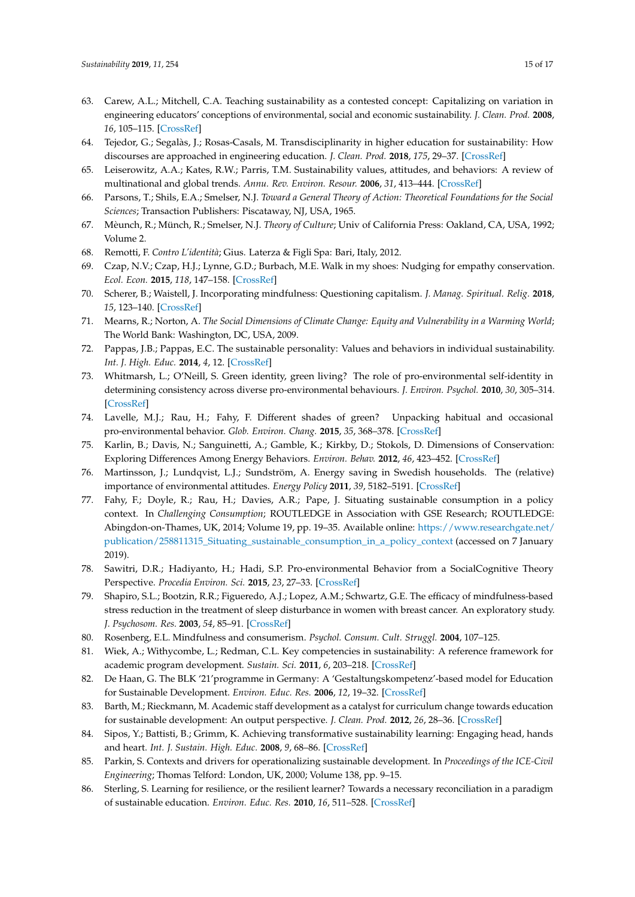63. Carew, A.L.; Mitchell, C.A. Teaching sustainability as a contested concept: Capitalizing on variation in engineering educators' conceptions of environmental, social and economic sustainability. *J. Clean. Prod.* **2008**, *16*, 105–115. [CrossRef]
64. Tejedor, G.; Segalàs, J.; Rosas-Casals, M. Transdisciplinarity in higher education for sustainability: How discourses are approached in engineering education. *J. Clean. Prod.* **2018**, *175*, 29–37. [CrossRef]
65. Leiserowitz, A.A.; Kates, R.W.; Parris, T.M. Sustainability values, attitudes, and behaviors: A review of multinational and global trends. *Annu. Rev. Environ. Resour.* **2006**, *31*, 413–444. [CrossRef]
66. Parsons, T.; Shils, E.A.; Smelser, N.J. *Toward a General Theory of Action: Theoretical Foundations for the Social Sciences*; Transaction Publishers: Piscataway, NJ, USA, 1965.
67. Mèunch, R.; Münch, R.; Smelser, N.J. *Theory of Culture*; Univ of California Press: Oakland, CA, USA, 1992; Volume 2.
68. Remotti, F. *Contro L'identità*; Gius. Laterza & Figli Spa: Bari, Italy, 2012.
69. Czap, N.V.; Czap, H.J.; Lynne, G.D.; Burbach, M.E. Walk in my shoes: Nudging for empathy conservation. *Ecol. Econ.* **2015**, *118*, 147–158. [CrossRef]
70. Scherer, B.; Waistell, J. Incorporating mindfulness: Questioning capitalism. *J. Manag. Spiritual. Relig.* **2018**, *15*, 123–140. [CrossRef]
71. Mearns, R.; Norton, A. *The Social Dimensions of Climate Change: Equity and Vulnerability in a Warming World*; The World Bank: Washington, DC, USA, 2009.
72. Pappas, J.B.; Pappas, E.C. The sustainable personality: Values and behaviors in individual sustainability. *Int. J. High. Educ.* **2014**, *4*, 12. [CrossRef]
73. Whitmarsh, L.; O'Neill, S. Green identity, green living? The role of pro-environmental self-identity in determining consistency across diverse pro-environmental behaviours. *J. Environ. Psychol.* **2010**, *30*, 305–314. [CrossRef]
74. Lavelle, M.J.; Rau, H.; Fahy, F. Different shades of green? Unpacking habitual and occasional pro-environmental behavior. *Glob. Environ. Chang.* **2015**, *35*, 368–378. [CrossRef]
75. Karlin, B.; Davis, N.; Sanguinetti, A.; Gamble, K.; Kirkby, D.; Stokols, D. Dimensions of Conservation: Exploring Differences Among Energy Behaviors. *Environ. Behav.* **2012**, *46*, 423–452. [CrossRef]
76. Martinsson, J.; Lundqvist, L.J.; Sundström, A. Energy saving in Swedish households. The (relative) importance of environmental attitudes. *Energy Policy* **2011**, *39*, 5182–5191. [CrossRef]
77. Fahy, F.; Doyle, R.; Rau, H.; Davies, A.R.; Pape, J. Situating sustainable consumption in a policy context. In *Challenging Consumption*; ROUTLEDGE in Association with GSE Research; ROUTLEDGE: Abingdon-on-Thames, UK, 2014; Volume 19, pp. 19–35. Available online: https://www.researchgate.net/publication/258811315_Situating_sustainable_consumption_in_a_policy_context (accessed on 7 January 2019).
78. Sawitri, D.R.; Hadiyanto, H.; Hadi, S.P. Pro-environmental Behavior from a SocialCognitive Theory Perspective. *Procedia Environ. Sci.* **2015**, *23*, 27–33. [CrossRef]
79. Shapiro, S.L.; Bootzin, R.R.; Figueredo, A.J.; Lopez, A.M.; Schwartz, G.E. The efficacy of mindfulness-based stress reduction in the treatment of sleep disturbance in women with breast cancer. An exploratory study. *J. Psychosom. Res.* **2003**, *54*, 85–91. [CrossRef]
80. Rosenberg, E.L. Mindfulness and consumerism. *Psychol. Consum. Cult. Struggl.* **2004**, 107–125.
81. Wiek, A.; Withycombe, L.; Redman, C.L. Key competencies in sustainability: A reference framework for academic program development. *Sustain. Sci.* **2011**, *6*, 203–218. [CrossRef]
82. De Haan, G. The BLK '21'programme in Germany: A 'Gestaltungskompetenz'-based model for Education for Sustainable Development. *Environ. Educ. Res.* **2006**, *12*, 19–32. [CrossRef]
83. Barth, M.; Rieckmann, M. Academic staff development as a catalyst for curriculum change towards education for sustainable development: An output perspective. *J. Clean. Prod.* **2012**, *26*, 28–36. [CrossRef]
84. Sipos, Y.; Battisti, B.; Grimm, K. Achieving transformative sustainability learning: Engaging head, hands and heart. *Int. J. Sustain. High. Educ.* **2008**, *9*, 68–86. [CrossRef]
85. Parkin, S. Contexts and drivers for operationalizing sustainable development. In *Proceedings of the ICE-Civil Engineering*; Thomas Telford: London, UK, 2000; Volume 138, pp. 9–15.
86. Sterling, S. Learning for resilience, or the resilient learner? Towards a necessary reconciliation in a paradigm of sustainable education. *Environ. Educ. Res.* **2010**, *16*, 511–528. [CrossRef]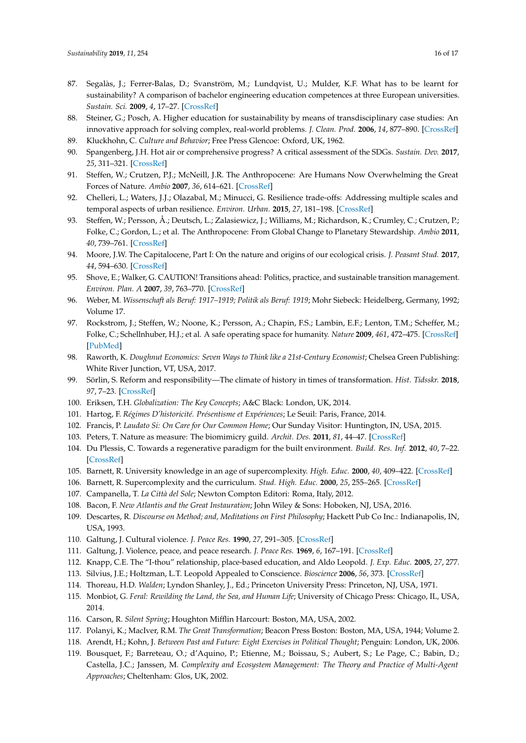87. Segalàs, J.; Ferrer-Balas, D.; Svanström, M.; Lundqvist, U.; Mulder, K.F. What has to be learnt for sustainability? A comparison of bachelor engineering education competences at three European universities. *Sustain. Sci.* **2009**, *4*, 17–27. [CrossRef]
88. Steiner, G.; Posch, A. Higher education for sustainability by means of transdisciplinary case studies: An innovative approach for solving complex, real-world problems. *J. Clean. Prod.* **2006**, *14*, 877–890. [CrossRef]
89. Kluckhohn, C. *Culture and Behavior*; Free Press Glencoe: Oxford, UK, 1962.
90. Spangenberg, J.H. Hot air or comprehensive progress? A critical assessment of the SDGs. *Sustain. Dev.* **2017**, *25*, 311–321. [CrossRef]
91. Steffen, W.; Crutzen, P.J.; McNeill, J.R. The Anthropocene: Are Humans Now Overwhelming the Great Forces of Nature. *Ambio* **2007**, *36*, 614–621. [CrossRef]
92. Chelleri, L.; Waters, J.J.; Olazabal, M.; Minucci, G. Resilience trade-offs: Addressing multiple scales and temporal aspects of urban resilience. *Environ. Urban.* **2015**, *27*, 181–198. [CrossRef]
93. Steffen, W.; Persson, Å.; Deutsch, L.; Zalasiewicz, J.; Williams, M.; Richardson, K.; Crumley, C.; Crutzen, P.; Folke, C.; Gordon, L.; et al. The Anthropocene: From Global Change to Planetary Stewardship. *Ambio* **2011**, *40*, 739–761. [CrossRef]
94. Moore, J.W. The Capitalocene, Part I: On the nature and origins of our ecological crisis. *J. Peasant Stud.* **2017**, *44*, 594–630. [CrossRef]
95. Shove, E.; Walker, G. CAUTION! Transitions ahead: Politics, practice, and sustainable transition management. *Environ. Plan. A* **2007**, *39*, 763–770. [CrossRef]
96. Weber, M. *Wissenschaft als Beruf: 1917–1919; Politik als Beruf: 1919*; Mohr Siebeck: Heidelberg, Germany, 1992; Volume 17.
97. Rockstrom, J.; Steffen, W.; Noone, K.; Persson, A.; Chapin, F.S.; Lambin, E.F.; Lenton, T.M.; Scheffer, M.; Folke, C.; Schellnhuber, H.J.; et al. A safe operating space for humanity. *Nature* **2009**, *461*, 472–475. [CrossRef] [PubMed]
98. Raworth, K. *Doughnut Economics: Seven Ways to Think like a 21st-Century Economist*; Chelsea Green Publishing: White River Junction, VT, USA, 2017.
99. Sörlin, S. Reform and responsibility—The climate of history in times of transformation. *Hist. Tidsskr.* **2018**, *97*, 7–23. [CrossRef]
100. Eriksen, T.H. *Globalization: The Key Concepts*; A&C Black: London, UK, 2014.
101. Hartog, F. *Régimes D'historicité. Présentisme et Expériences*; Le Seuil: Paris, France, 2014.
102. Francis, P. *Laudato Si: On Care for Our Common Home*; Our Sunday Visitor: Huntington, IN, USA, 2015.
103. Peters, T. Nature as measure: The biomimicry guild. *Archit. Des.* **2011**, *81*, 44–47. [CrossRef]
104. Du Plessis, C. Towards a regenerative paradigm for the built environment. *Build. Res. Inf.* **2012**, *40*, 7–22. [CrossRef]
105. Barnett, R. University knowledge in an age of supercomplexity. *High. Educ.* **2000**, *40*, 409–422. [CrossRef]
106. Barnett, R. Supercomplexity and the curriculum. *Stud. High. Educ.* **2000**, *25*, 255–265. [CrossRef]
107. Campanella, T. *La Città del Sole*; Newton Compton Editori: Roma, Italy, 2012.
108. Bacon, F. *New Atlantis and the Great Instauration*; John Wiley & Sons: Hoboken, NJ, USA, 2016.
109. Descartes, R. *Discourse on Method; and, Meditations on First Philosophy*; Hackett Pub Co Inc.: Indianapolis, IN, USA, 1993.
110. Galtung, J. Cultural violence. *J. Peace Res.* **1990**, *27*, 291–305. [CrossRef]
111. Galtung, J. Violence, peace, and peace research. *J. Peace Res.* **1969**, *6*, 167–191. [CrossRef]
112. Knapp, C.E. The "I-thou" relationship, place-based education, and Aldo Leopold. *J. Exp. Educ.* **2005**, *27*, 277.
113. Silvius, J.E.; Holtzman, L.T. Leopold Appealed to Conscience. *Bioscience* **2006**, *56*, 373. [CrossRef]
114. Thoreau, H.D. *Walden*; Lyndon Shanley, J., Ed.; Princeton University Press: Princeton, NJ, USA, 1971.
115. Monbiot, G. *Feral: Rewilding the Land, the Sea, and Human Life*; University of Chicago Press: Chicago, IL, USA, 2014.
116. Carson, R. *Silent Spring*; Houghton Mifflin Harcourt: Boston, MA, USA, 2002.
117. Polanyi, K.; MacIver, R.M. *The Great Transformation*; Beacon Press Boston: Boston, MA, USA, 1944; Volume 2.
118. Arendt, H.; Kohn, J. *Between Past and Future: Eight Exercises in Political Thought*; Penguin: London, UK, 2006.
119. Bousquet, F.; Barreteau, O.; d'Aquino, P.; Etienne, M.; Boissau, S.; Aubert, S.; Le Page, C.; Babin, D.; Castella, J.C.; Janssen, M. *Complexity and Ecosystem Management: The Theory and Practice of Multi-Agent Approaches*; Cheltenham: Glos, UK, 2002.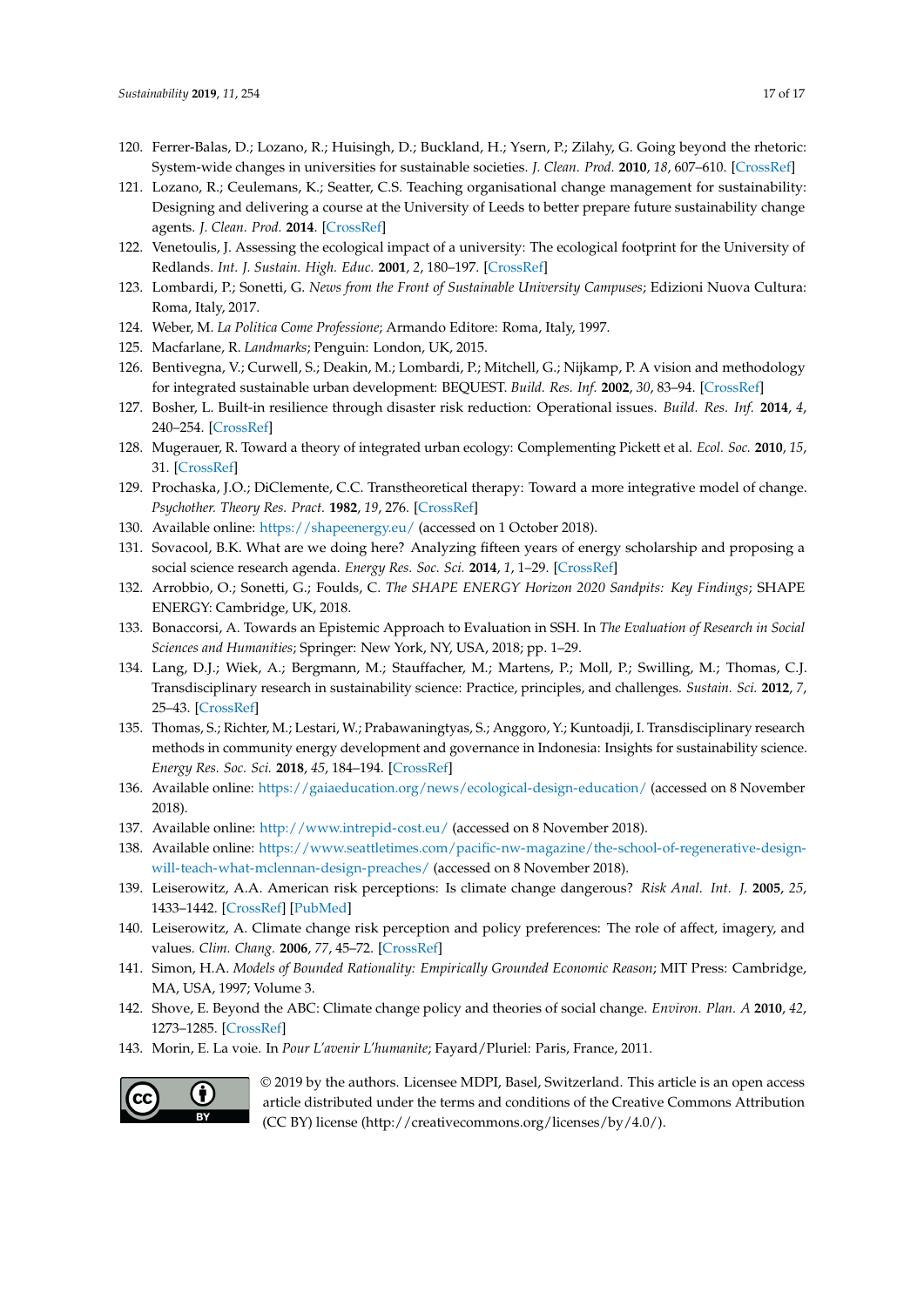120. Ferrer-Balas, D.; Lozano, R.; Huisingh, D.; Buckland, H.; Ysern, P.; Zilahy, G. Going beyond the rhetoric: System-wide changes in universities for sustainable societies. *J. Clean. Prod.* **2010**, *18*, 607–610. [CrossRef]
121. Lozano, R.; Ceulemans, K.; Seatter, C.S. Teaching organisational change management for sustainability: Designing and delivering a course at the University of Leeds to better prepare future sustainability change agents. *J. Clean. Prod.* **2014**. [CrossRef]
122. Venetoulis, J. Assessing the ecological impact of a university: The ecological footprint for the University of Redlands. *Int. J. Sustain. High. Educ.* **2001**, *2*, 180–197. [CrossRef]
123. Lombardi, P.; Sonetti, G. *News from the Front of Sustainable University Campuses*; Edizioni Nuova Cultura: Roma, Italy, 2017.
124. Weber, M. *La Politica Come Professione*; Armando Editore: Roma, Italy, 1997.
125. Macfarlane, R. *Landmarks*; Penguin: London, UK, 2015.
126. Bentivegna, V.; Curwell, S.; Deakin, M.; Lombardi, P.; Mitchell, G.; Nijkamp, P. A vision and methodology for integrated sustainable urban development: BEQUEST. *Build. Res. Inf.* **2002**, *30*, 83–94. [CrossRef]
127. Bosher, L. Built-in resilience through disaster risk reduction: Operational issues. *Build. Res. Inf.* **2014**, *4*, 240–254. [CrossRef]
128. Mugerauer, R. Toward a theory of integrated urban ecology: Complementing Pickett et al. *Ecol. Soc.* **2010**, *15*, 31. [CrossRef]
129. Prochaska, J.O.; DiClemente, C.C. Transtheoretical therapy: Toward a more integrative model of change. *Psychother. Theory Res. Pract.* **1982**, *19*, 276. [CrossRef]
130. Available online: https://shapeenergy.eu/ (accessed on 1 October 2018).
131. Sovacool, B.K. What are we doing here? Analyzing fifteen years of energy scholarship and proposing a social science research agenda. *Energy Res. Soc. Sci.* **2014**, *1*, 1–29. [CrossRef]
132. Arrobbio, O.; Sonetti, G.; Foulds, C. *The SHAPE ENERGY Horizon 2020 Sandpits: Key Findings*; SHAPE ENERGY: Cambridge, UK, 2018.
133. Bonaccorsi, A. Towards an Epistemic Approach to Evaluation in SSH. In *The Evaluation of Research in Social Sciences and Humanities*; Springer: New York, NY, USA, 2018; pp. 1–29.
134. Lang, D.J.; Wiek, A.; Bergmann, M.; Stauffacher, M.; Martens, P.; Moll, P.; Swilling, M.; Thomas, C.J. Transdisciplinary research in sustainability science: Practice, principles, and challenges. *Sustain. Sci.* **2012**, *7*, 25–43. [CrossRef]
135. Thomas, S.; Richter, M.; Lestari, W.; Prabawaningtyas, S.; Anggoro, Y.; Kuntoadji, I. Transdisciplinary research methods in community energy development and governance in Indonesia: Insights for sustainability science. *Energy Res. Soc. Sci.* **2018**, *45*, 184–194. [CrossRef]
136. Available online: https://gaiaeducation.org/news/ecological-design-education/ (accessed on 8 November 2018).
137. Available online: http://www.intrepid-cost.eu/ (accessed on 8 November 2018).
138. Available online: https://www.seattletimes.com/pacific-nw-magazine/the-school-of-regenerative-design-will-teach-what-mclennan-design-preaches/ (accessed on 8 November 2018).
139. Leiserowitz, A.A. American risk perceptions: Is climate change dangerous? *Risk Anal. Int. J.* **2005**, *25*, 1433–1442. [CrossRef] [PubMed]
140. Leiserowitz, A. Climate change risk perception and policy preferences: The role of affect, imagery, and values. *Clim. Chang.* **2006**, *77*, 45–72. [CrossRef]
141. Simon, H.A. *Models of Bounded Rationality: Empirically Grounded Economic Reason*; MIT Press: Cambridge, MA, USA, 1997; Volume 3.
142. Shove, E. Beyond the ABC: Climate change policy and theories of social change. *Environ. Plan. A* **2010**, *42*, 1273–1285. [CrossRef]
143. Morin, E. La voie. In *Pour L'avenir L'humanite*; Fayard/Pluriel: Paris, France, 2011.

© 2019 by the authors. Licensee MDPI, Basel, Switzerland. This article is an open access article distributed under the terms and conditions of the Creative Commons Attribution (CC BY) license (http://creativecommons.org/licenses/by/4.0/).